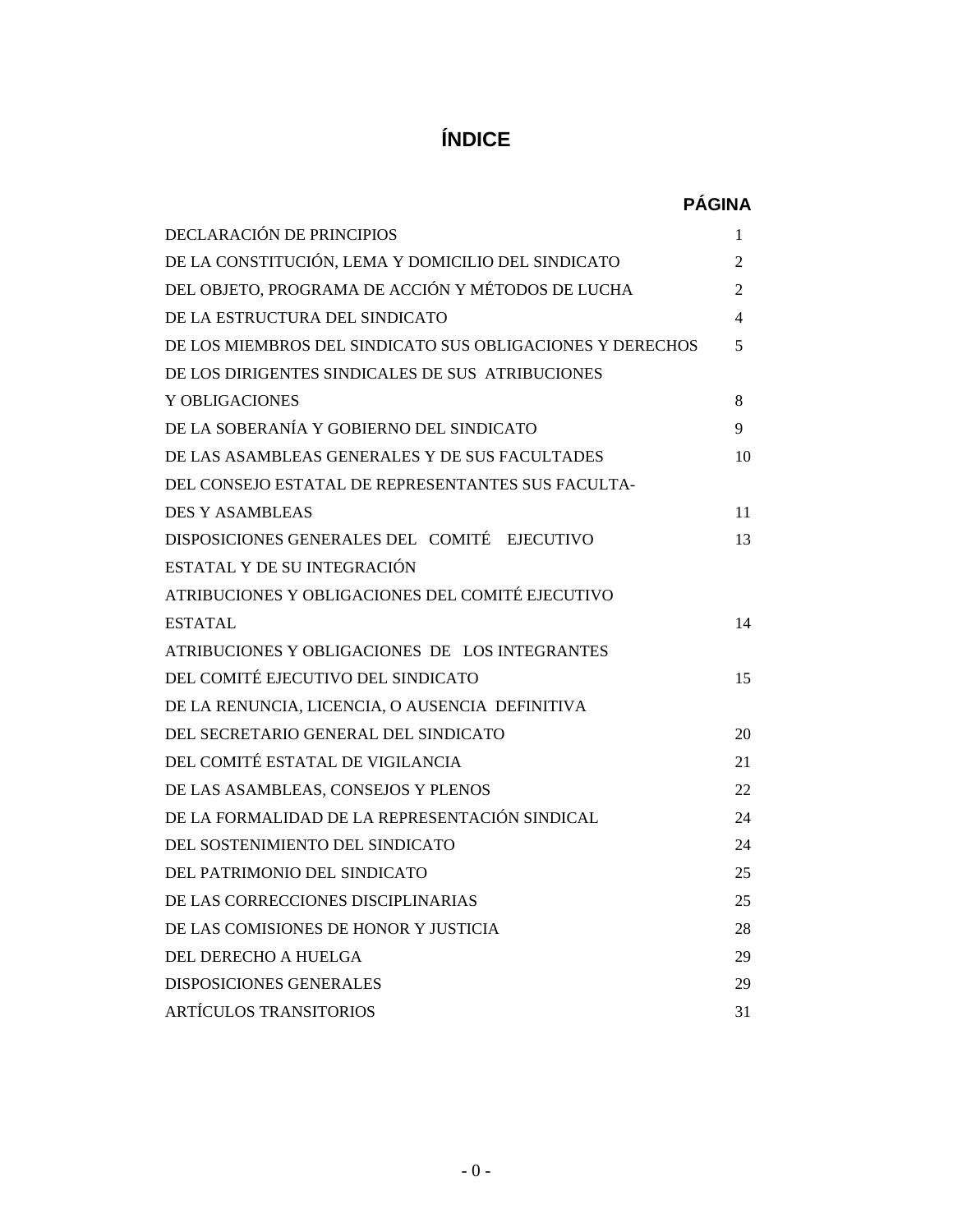# ÍNDICE

| | PÁGINA |
|---|---|
| DECLARACIÓN DE PRINCIPIOS | 1 |
| DE LA CONSTITUCIÓN, LEMA Y DOMICILIO DEL SINDICATO | 2 |
| DEL OBJETO, PROGRAMA DE ACCIÓN Y MÉTODOS DE LUCHA | 2 |
| DE LA ESTRUCTURA DEL SINDICATO | 4 |
| DE LOS MIEMBROS DEL SINDICATO SUS OBLIGACIONES Y DERECHOS | 5 |
| DE LOS DIRIGENTES SINDICALES DE SUS ATRIBUCIONES Y OBLIGACIONES | 8 |
| DE LA SOBERANÍA Y GOBIERNO DEL SINDICATO | 9 |
| DE LAS ASAMBLEAS GENERALES Y DE SUS FACULTADES | 10 |
| DEL CONSEJO ESTATAL DE REPRESENTANTES SUS FACULTADES Y ASAMBLEAS | 11 |
| DISPOSICIONES GENERALES DEL COMITÉ EJECUTIVO ESTATAL Y DE SU INTEGRACIÓN | 13 |
| ATRIBUCIONES Y OBLIGACIONES DEL COMITÉ EJECUTIVO ESTATAL | 14 |
| ATRIBUCIONES Y OBLIGACIONES DE LOS INTEGRANTES DEL COMITÉ EJECUTIVO DEL SINDICATO | 15 |
| DE LA RENUNCIA, LICENCIA, O AUSENCIA DEFINITIVA DEL SECRETARIO GENERAL DEL SINDICATO | 20 |
| DEL COMITÉ ESTATAL DE VIGILANCIA | 21 |
| DE LAS ASAMBLEAS, CONSEJOS Y PLENOS | 22 |
| DE LA FORMALIDAD DE LA REPRESENTACIÓN SINDICAL | 24 |
| DEL SOSTENIMIENTO DEL SINDICATO | 24 |
| DEL PATRIMONIO DEL SINDICATO | 25 |
| DE LAS CORRECCIONES DISCIPLINARIAS | 25 |
| DE LAS COMISIONES DE HONOR Y JUSTICIA | 28 |
| DEL DERECHO A HUELGA | 29 |
| DISPOSICIONES GENERALES | 29 |
| ARTÍCULOS TRANSITORIOS | 31 |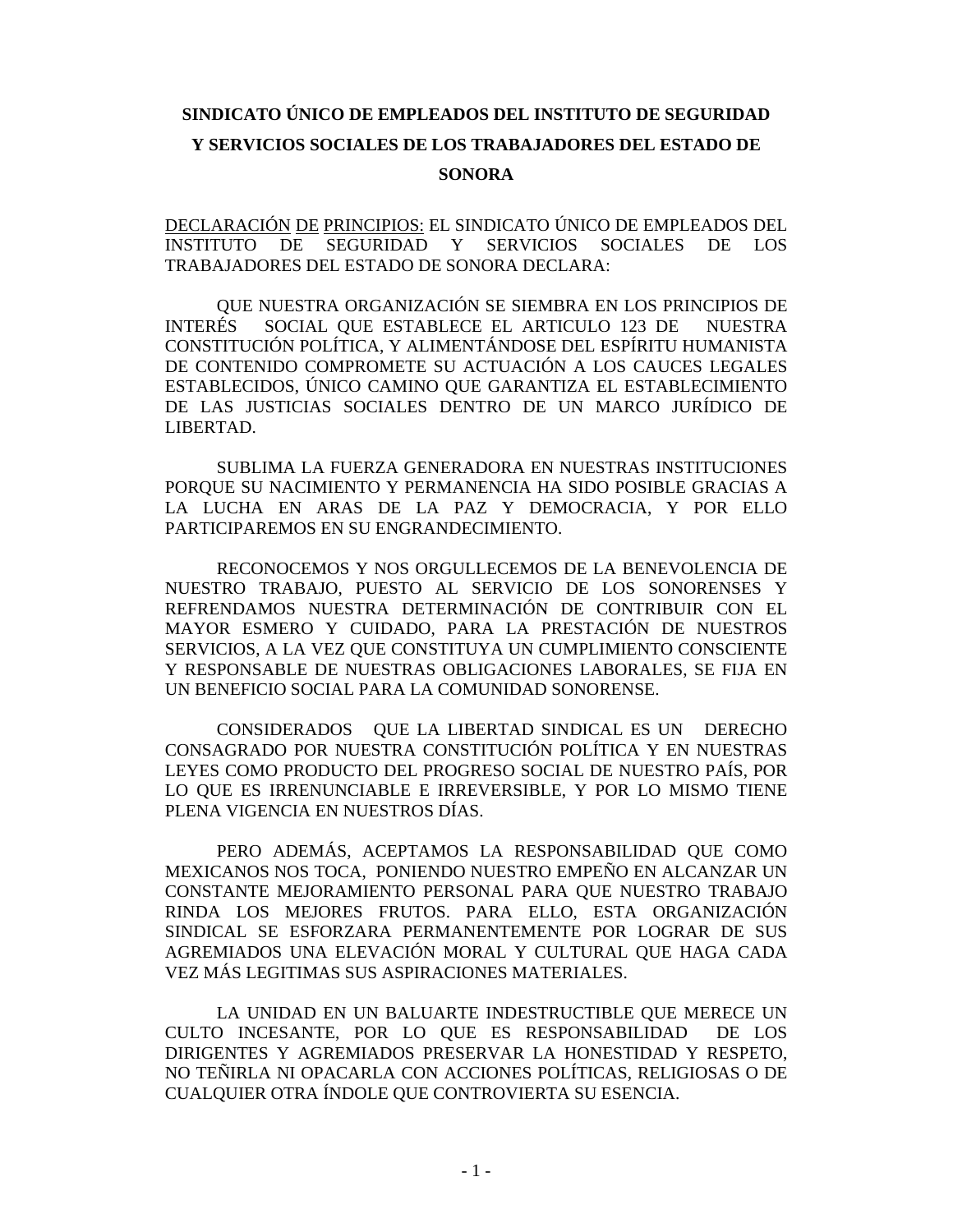**SINDICATO ÚNICO DE EMPLEADOS DEL INSTITUTO DE SEGURIDAD Y SERVICIOS SOCIALES DE LOS TRABAJADORES DEL ESTADO DE SONORA**

DECLARACIÓN DE PRINCIPIOS: EL SINDICATO ÚNICO DE EMPLEADOS DEL INSTITUTO DE SEGURIDAD Y SERVICIOS SOCIALES DE LOS TRABAJADORES DEL ESTADO DE SONORA DECLARA:

QUE NUESTRA ORGANIZACIÓN SE SIEMBRA EN LOS PRINCIPIOS DE INTERÉS SOCIAL QUE ESTABLECE EL ARTICULO 123 DE NUESTRA CONSTITUCIÓN POLÍTICA, Y ALIMENTÁNDOSE DEL ESPÍRITU HUMANISTA DE CONTENIDO COMPROMETE SU ACTUACIÓN A LOS CAUCES LEGALES ESTABLECIDOS, ÚNICO CAMINO QUE GARANTIZA EL ESTABLECIMIENTO DE LAS JUSTICIAS SOCIALES DENTRO DE UN MARCO JURÍDICO DE LIBERTAD.

SUBLIMA LA FUERZA GENERADORA EN NUESTRAS INSTITUCIONES PORQUE SU NACIMIENTO Y PERMANENCIA HA SIDO POSIBLE GRACIAS A LA LUCHA EN ARAS DE LA PAZ Y DEMOCRACIA, Y POR ELLO PARTICIPAREMOS EN SU ENGRANDECIMIENTO.

RECONOCEMOS Y NOS ORGULLECEMOS DE LA BENEVOLENCIA DE NUESTRO TRABAJO, PUESTO AL SERVICIO DE LOS SONORENSES Y REFRENDAMOS NUESTRA DETERMINACIÓN DE CONTRIBUIR CON EL MAYOR ESMERO Y CUIDADO, PARA LA PRESTACIÓN DE NUESTROS SERVICIOS, A LA VEZ QUE CONSTITUYA UN CUMPLIMIENTO CONSCIENTE Y RESPONSABLE DE NUESTRAS OBLIGACIONES LABORALES, SE FIJA EN UN BENEFICIO SOCIAL PARA LA COMUNIDAD SONORENSE.

CONSIDERADOS QUE LA LIBERTAD SINDICAL ES UN DERECHO CONSAGRADO POR NUESTRA CONSTITUCIÓN POLÍTICA Y EN NUESTRAS LEYES COMO PRODUCTO DEL PROGRESO SOCIAL DE NUESTRO PAÍS, POR LO QUE ES IRRENUNCIABLE E IRREVERSIBLE, Y POR LO MISMO TIENE PLENA VIGENCIA EN NUESTROS DÍAS.

PERO ADEMÁS, ACEPTAMOS LA RESPONSABILIDAD QUE COMO MEXICANOS NOS TOCA, PONIENDO NUESTRO EMPEÑO EN ALCANZAR UN CONSTANTE MEJORAMIENTO PERSONAL PARA QUE NUESTRO TRABAJO RINDA LOS MEJORES FRUTOS. PARA ELLO, ESTA ORGANIZACIÓN SINDICAL SE ESFORZARA PERMANENTEMENTE POR LOGRAR DE SUS AGREMIADOS UNA ELEVACIÓN MORAL Y CULTURAL QUE HAGA CADA VEZ MÁS LEGITIMAS SUS ASPIRACIONES MATERIALES.

LA UNIDAD EN UN BALUARTE INDESTRUCTIBLE QUE MERECE UN CULTO INCESANTE, POR LO QUE ES RESPONSABILIDAD DE LOS DIRIGENTES Y AGREMIADOS PRESERVAR LA HONESTIDAD Y RESPETO, NO TEÑIRLA NI OPACARLA CON ACCIONES POLÍTICAS, RELIGIOSAS O DE CUALQUIER OTRA ÍNDOLE QUE CONTROVIERTA SU ESENCIA.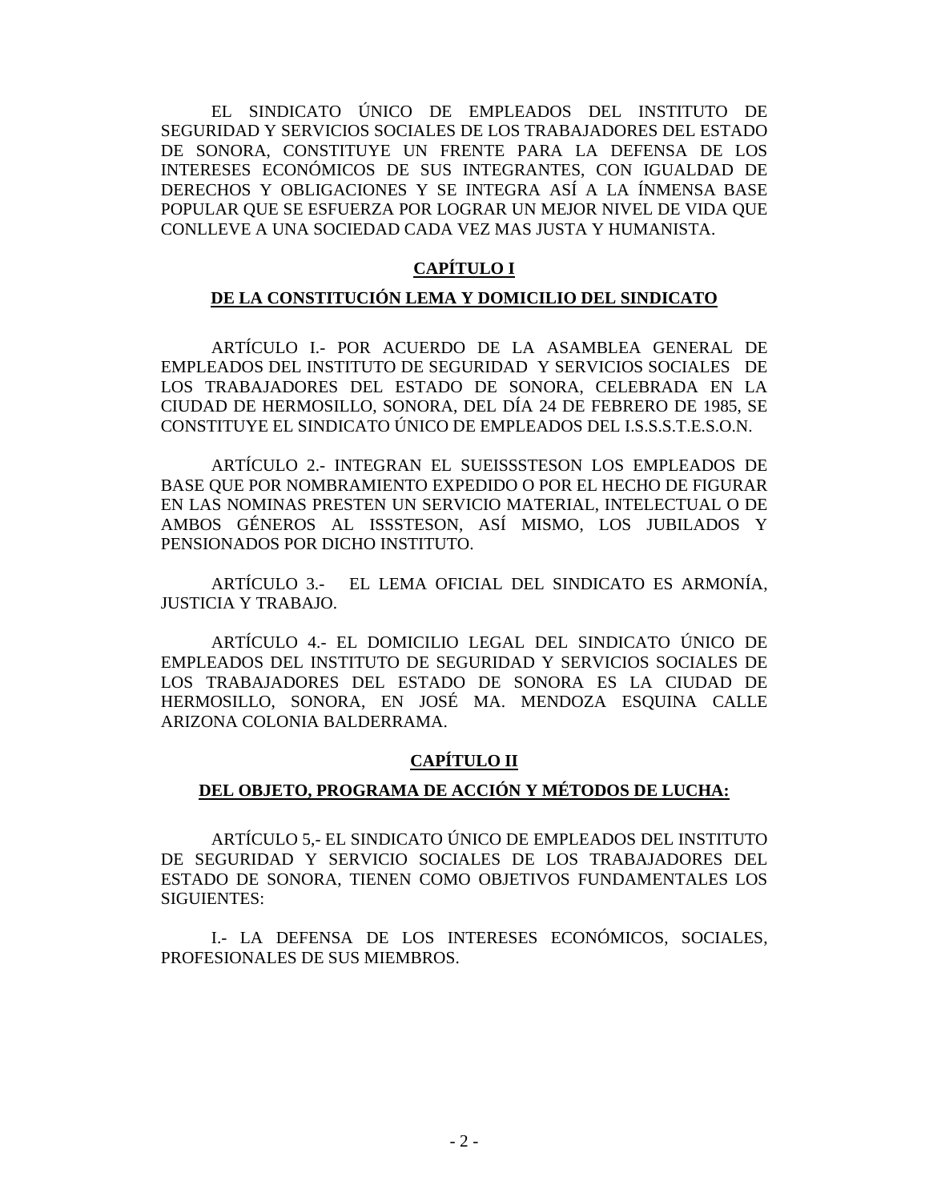EL SINDICATO ÚNICO DE EMPLEADOS DEL INSTITUTO DE SEGURIDAD Y SERVICIOS SOCIALES DE LOS TRABAJADORES DEL ESTADO DE SONORA, CONSTITUYE UN FRENTE PARA LA DEFENSA DE LOS INTERESES ECONÓMICOS DE SUS INTEGRANTES, CON IGUALDAD DE DERECHOS Y OBLIGACIONES Y SE INTEGRA ASÍ A LA ÍNMENSA BASE POPULAR QUE SE ESFUERZA POR LOGRAR UN MEJOR NIVEL DE VIDA QUE CONLLEVE A UNA SOCIEDAD CADA VEZ MAS JUSTA Y HUMANISTA.

## CAPÍTULO I

### DE LA CONSTITUCIÓN LEMA Y DOMICILIO DEL SINDICATO

ARTÍCULO I.- POR ACUERDO DE LA ASAMBLEA GENERAL DE EMPLEADOS DEL INSTITUTO DE SEGURIDAD Y SERVICIOS SOCIALES DE LOS TRABAJADORES DEL ESTADO DE SONORA, CELEBRADA EN LA CIUDAD DE HERMOSILLO, SONORA, DEL DÍA 24 DE FEBRERO DE 1985, SE CONSTITUYE EL SINDICATO ÚNICO DE EMPLEADOS DEL I.S.S.S.T.E.S.O.N.

ARTÍCULO 2.- INTEGRAN EL SUEISSSTESON LOS EMPLEADOS DE BASE QUE POR NOMBRAMIENTO EXPEDIDO O POR EL HECHO DE FIGURAR EN LAS NOMINAS PRESTEN UN SERVICIO MATERIAL, INTELECTUAL O DE AMBOS GÉNEROS AL ISSSTESON, ASÍ MISMO, LOS JUBILADOS Y PENSIONADOS POR DICHO INSTITUTO.

ARTÍCULO 3.- EL LEMA OFICIAL DEL SINDICATO ES ARMONÍA, JUSTICIA Y TRABAJO.

ARTÍCULO 4.- EL DOMICILIO LEGAL DEL SINDICATO ÚNICO DE EMPLEADOS DEL INSTITUTO DE SEGURIDAD Y SERVICIOS SOCIALES DE LOS TRABAJADORES DEL ESTADO DE SONORA ES LA CIUDAD DE HERMOSILLO, SONORA, EN JOSÉ MA. MENDOZA ESQUINA CALLE ARIZONA COLONIA BALDERRAMA.

## CAPÍTULO II

### DEL OBJETO, PROGRAMA DE ACCIÓN Y MÉTODOS DE LUCHA:

ARTÍCULO 5,- EL SINDICATO ÚNICO DE EMPLEADOS DEL INSTITUTO DE SEGURIDAD Y SERVICIO SOCIALES DE LOS TRABAJADORES DEL ESTADO DE SONORA, TIENEN COMO OBJETIVOS FUNDAMENTALES LOS SIGUIENTES:

I.- LA DEFENSA DE LOS INTERESES ECONÓMICOS, SOCIALES, PROFESIONALES DE SUS MIEMBROS.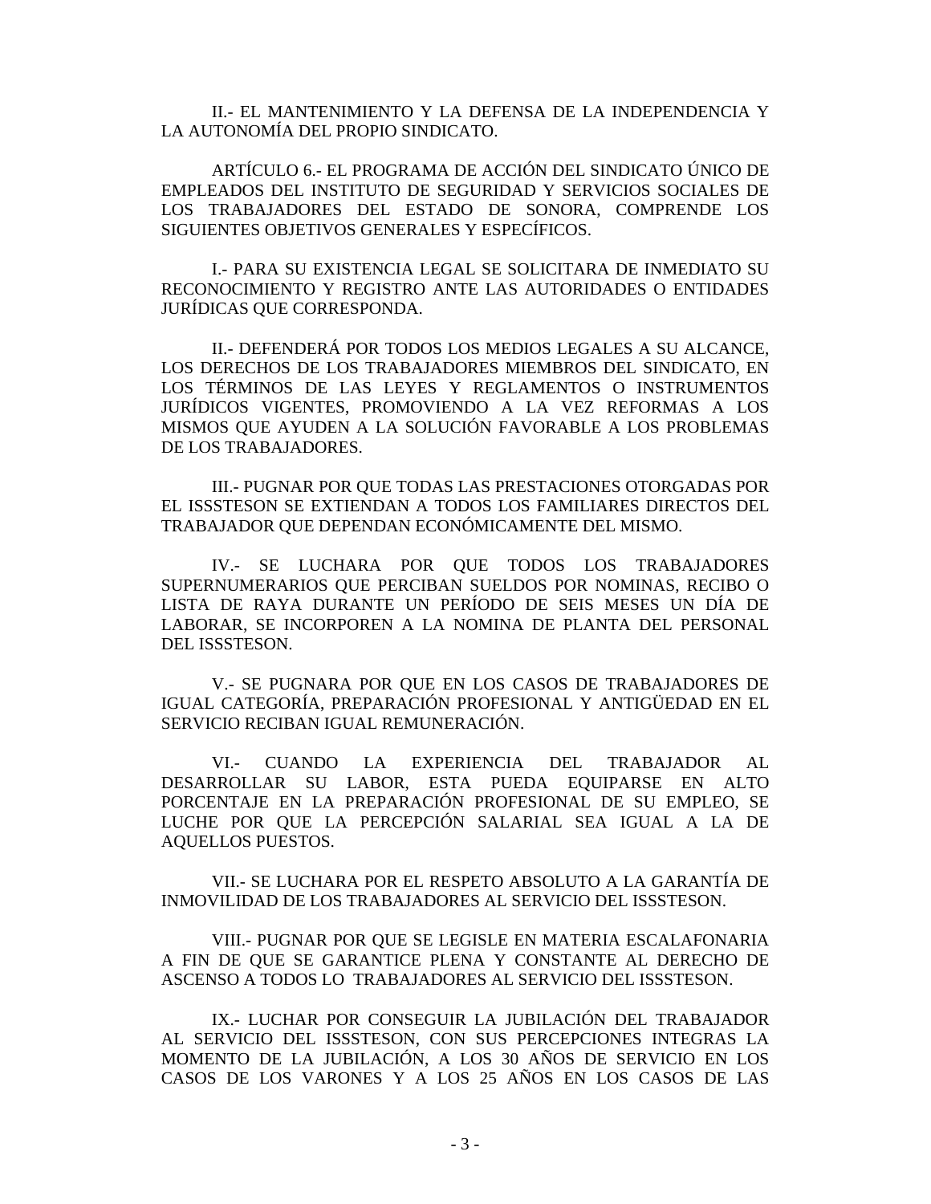II.- EL MANTENIMIENTO Y LA DEFENSA DE LA INDEPENDENCIA Y LA AUTONOMÍA DEL PROPIO SINDICATO.

ARTÍCULO 6.- EL PROGRAMA DE ACCIÓN DEL SINDICATO ÚNICO DE EMPLEADOS DEL INSTITUTO DE SEGURIDAD Y SERVICIOS SOCIALES DE LOS TRABAJADORES DEL ESTADO DE SONORA, COMPRENDE LOS SIGUIENTES OBJETIVOS GENERALES Y ESPECÍFICOS.

I.- PARA SU EXISTENCIA LEGAL SE SOLICITARA DE INMEDIATO SU RECONOCIMIENTO Y REGISTRO ANTE LAS AUTORIDADES O ENTIDADES JURÍDICAS QUE CORRESPONDA.

II.- DEFENDERÁ POR TODOS LOS MEDIOS LEGALES A SU ALCANCE, LOS DERECHOS DE LOS TRABAJADORES MIEMBROS DEL SINDICATO, EN LOS TÉRMINOS DE LAS LEYES Y REGLAMENTOS O INSTRUMENTOS JURÍDICOS VIGENTES, PROMOVIENDO A LA VEZ REFORMAS A LOS MISMOS QUE AYUDEN A LA SOLUCIÓN FAVORABLE A LOS PROBLEMAS DE LOS TRABAJADORES.

III.- PUGNAR POR QUE TODAS LAS PRESTACIONES OTORGADAS POR EL ISSSTESON SE EXTIENDAN A TODOS LOS FAMILIARES DIRECTOS DEL TRABAJADOR QUE DEPENDAN ECONÓMICAMENTE DEL MISMO.

IV.- SE LUCHARA POR QUE TODOS LOS TRABAJADORES SUPERNUMERARIOS QUE PERCIBAN SUELDOS POR NOMINAS, RECIBO O LISTA DE RAYA DURANTE UN PERÍODO DE SEIS MESES UN DÍA DE LABORAR, SE INCORPOREN A LA NOMINA DE PLANTA DEL PERSONAL DEL ISSSTESON.

V.- SE PUGNARA POR QUE EN LOS CASOS DE TRABAJADORES DE IGUAL CATEGORÍA, PREPARACIÓN PROFESIONAL Y ANTIGÜEDAD EN EL SERVICIO RECIBAN IGUAL REMUNERACIÓN.

VI.- CUANDO LA EXPERIENCIA DEL TRABAJADOR AL DESARROLLAR SU LABOR, ESTA PUEDA EQUIPARSE EN ALTO PORCENTAJE EN LA PREPARACIÓN PROFESIONAL DE SU EMPLEO, SE LUCHE POR QUE LA PERCEPCIÓN SALARIAL SEA IGUAL A LA DE AQUELLOS PUESTOS.

VII.- SE LUCHARA POR EL RESPETO ABSOLUTO A LA GARANTÍA DE INMOVILIDAD DE LOS TRABAJADORES AL SERVICIO DEL ISSSTESON.

VIII.- PUGNAR POR QUE SE LEGISLE EN MATERIA ESCALAFONARIA A FIN DE QUE SE GARANTICE PLENA Y CONSTANTE AL DERECHO DE ASCENSO A TODOS LO TRABAJADORES AL SERVICIO DEL ISSSTESON.

IX.- LUCHAR POR CONSEGUIR LA JUBILACIÓN DEL TRABAJADOR AL SERVICIO DEL ISSSTESON, CON SUS PERCEPCIONES INTEGRAS LA MOMENTO DE LA JUBILACIÓN, A LOS 30 AÑOS DE SERVICIO EN LOS CASOS DE LOS VARONES Y A LOS 25 AÑOS EN LOS CASOS DE LAS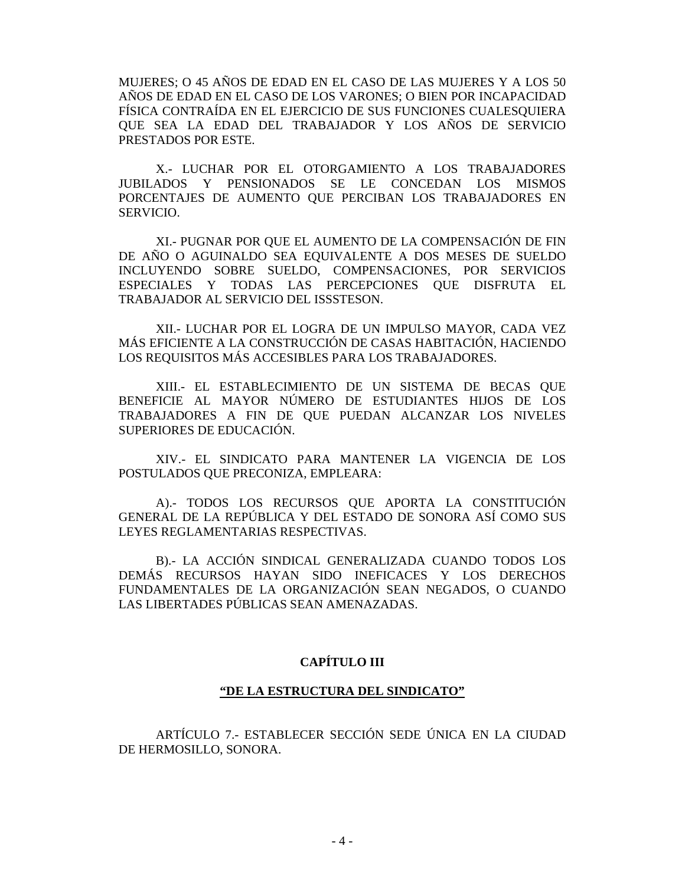MUJERES; O 45 AÑOS DE EDAD EN EL CASO DE LAS MUJERES Y A LOS 50 AÑOS DE EDAD EN EL CASO DE LOS VARONES; O BIEN POR INCAPACIDAD FÍSICA CONTRAÍDA EN EL EJERCICIO DE SUS FUNCIONES CUALESQUIERA QUE SEA LA EDAD DEL TRABAJADOR Y LOS AÑOS DE SERVICIO PRESTADOS POR ESTE.

X.- LUCHAR POR EL OTORGAMIENTO A LOS TRABAJADORES JUBILADOS Y PENSIONADOS SE LE CONCEDAN LOS MISMOS PORCENTAJES DE AUMENTO QUE PERCIBAN LOS TRABAJADORES EN SERVICIO.

XI.- PUGNAR POR QUE EL AUMENTO DE LA COMPENSACIÓN DE FIN DE AÑO O AGUINALDO SEA EQUIVALENTE A DOS MESES DE SUELDO INCLUYENDO SOBRE SUELDO, COMPENSACIONES, POR SERVICIOS ESPECIALES Y TODAS LAS PERCEPCIONES QUE DISFRUTA EL TRABAJADOR AL SERVICIO DEL ISSSTESON.

XII.- LUCHAR POR EL LOGRA DE UN IMPULSO MAYOR, CADA VEZ MÁS EFICIENTE A LA CONSTRUCCIÓN DE CASAS HABITACIÓN, HACIENDO LOS REQUISITOS MÁS ACCESIBLES PARA LOS TRABAJADORES.

XIII.- EL ESTABLECIMIENTO DE UN SISTEMA DE BECAS QUE BENEFICIE AL MAYOR NÚMERO DE ESTUDIANTES HIJOS DE LOS TRABAJADORES A FIN DE QUE PUEDAN ALCANZAR LOS NIVELES SUPERIORES DE EDUCACIÓN.

XIV.- EL SINDICATO PARA MANTENER LA VIGENCIA DE LOS POSTULADOS QUE PRECONIZA, EMPLEARA:

A).- TODOS LOS RECURSOS QUE APORTA LA CONSTITUCIÓN GENERAL DE LA REPÚBLICA Y DEL ESTADO DE SONORA ASÍ COMO SUS LEYES REGLAMENTARIAS RESPECTIVAS.

B).- LA ACCIÓN SINDICAL GENERALIZADA CUANDO TODOS LOS DEMÁS RECURSOS HAYAN SIDO INEFICACES Y LOS DERECHOS FUNDAMENTALES DE LA ORGANIZACIÓN SEAN NEGADOS, O CUANDO LAS LIBERTADES PÚBLICAS SEAN AMENAZADAS.

## CAPÍTULO III

## “DE LA ESTRUCTURA DEL SINDICATO”

ARTÍCULO 7.- ESTABLECER SECCIÓN SEDE ÚNICA EN LA CIUDAD DE HERMOSILLO, SONORA.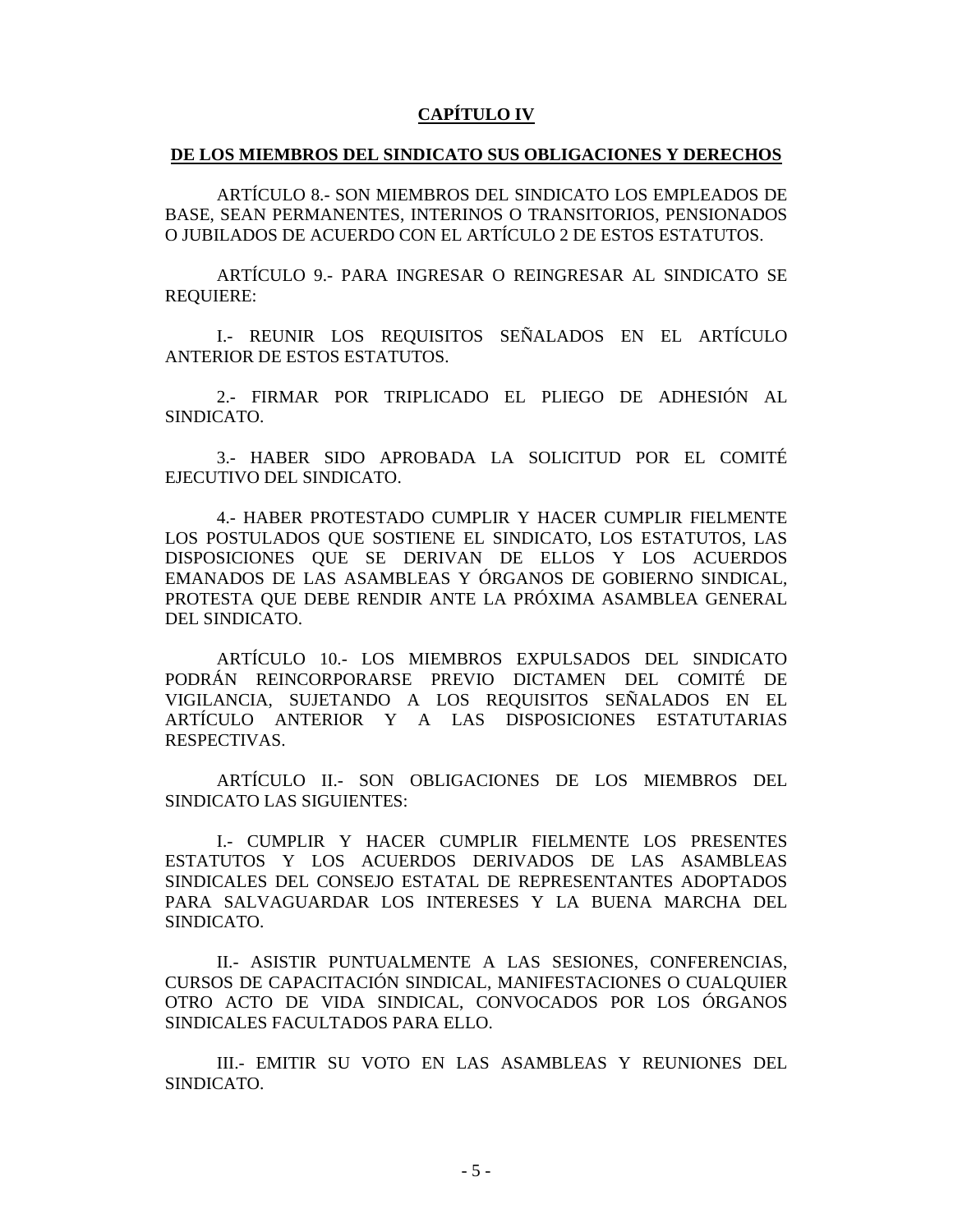## CAPÍTULO IV

## DE LOS MIEMBROS DEL SINDICATO SUS OBLIGACIONES Y DERECHOS

ARTÍCULO 8.- SON MIEMBROS DEL SINDICATO LOS EMPLEADOS DE BASE, SEAN PERMANENTES, INTERINOS O TRANSITORIOS, PENSIONADOS O JUBILADOS DE ACUERDO CON EL ARTÍCULO 2 DE ESTOS ESTATUTOS.

ARTÍCULO 9.- PARA INGRESAR O REINGRESAR AL SINDICATO SE REQUIERE:

I.- REUNIR LOS REQUISITOS SEÑALADOS EN EL ARTÍCULO ANTERIOR DE ESTOS ESTATUTOS.

2.- FIRMAR POR TRIPLICADO EL PLIEGO DE ADHESIÓN AL SINDICATO.

3.- HABER SIDO APROBADA LA SOLICITUD POR EL COMITÉ EJECUTIVO DEL SINDICATO.

4.- HABER PROTESTADO CUMPLIR Y HACER CUMPLIR FIELMENTE LOS POSTULADOS QUE SOSTIENE EL SINDICATO, LOS ESTATUTOS, LAS DISPOSICIONES QUE SE DERIVAN DE ELLOS Y LOS ACUERDOS EMANADOS DE LAS ASAMBLEAS Y ÓRGANOS DE GOBIERNO SINDICAL, PROTESTA QUE DEBE RENDIR ANTE LA PRÓXIMA ASAMBLEA GENERAL DEL SINDICATO.

ARTÍCULO 10.- LOS MIEMBROS EXPULSADOS DEL SINDICATO PODRÁN REINCORPORARSE PREVIO DICTAMEN DEL COMITÉ DE VIGILANCIA, SUJETANDO A LOS REQUISITOS SEÑALADOS EN EL ARTÍCULO ANTERIOR Y A LAS DISPOSICIONES ESTATUTARIAS RESPECTIVAS.

ARTÍCULO II.- SON OBLIGACIONES DE LOS MIEMBROS DEL SINDICATO LAS SIGUIENTES:

I.- CUMPLIR Y HACER CUMPLIR FIELMENTE LOS PRESENTES ESTATUTOS Y LOS ACUERDOS DERIVADOS DE LAS ASAMBLEAS SINDICALES DEL CONSEJO ESTATAL DE REPRESENTANTES ADOPTADOS PARA SALVAGUARDAR LOS INTERESES Y LA BUENA MARCHA DEL SINDICATO.

II.- ASISTIR PUNTUALMENTE A LAS SESIONES, CONFERENCIAS, CURSOS DE CAPACITACIÓN SINDICAL, MANIFESTACIONES O CUALQUIER OTRO ACTO DE VIDA SINDICAL, CONVOCADOS POR LOS ÓRGANOS SINDICALES FACULTADOS PARA ELLO.

III.- EMITIR SU VOTO EN LAS ASAMBLEAS Y REUNIONES DEL SINDICATO.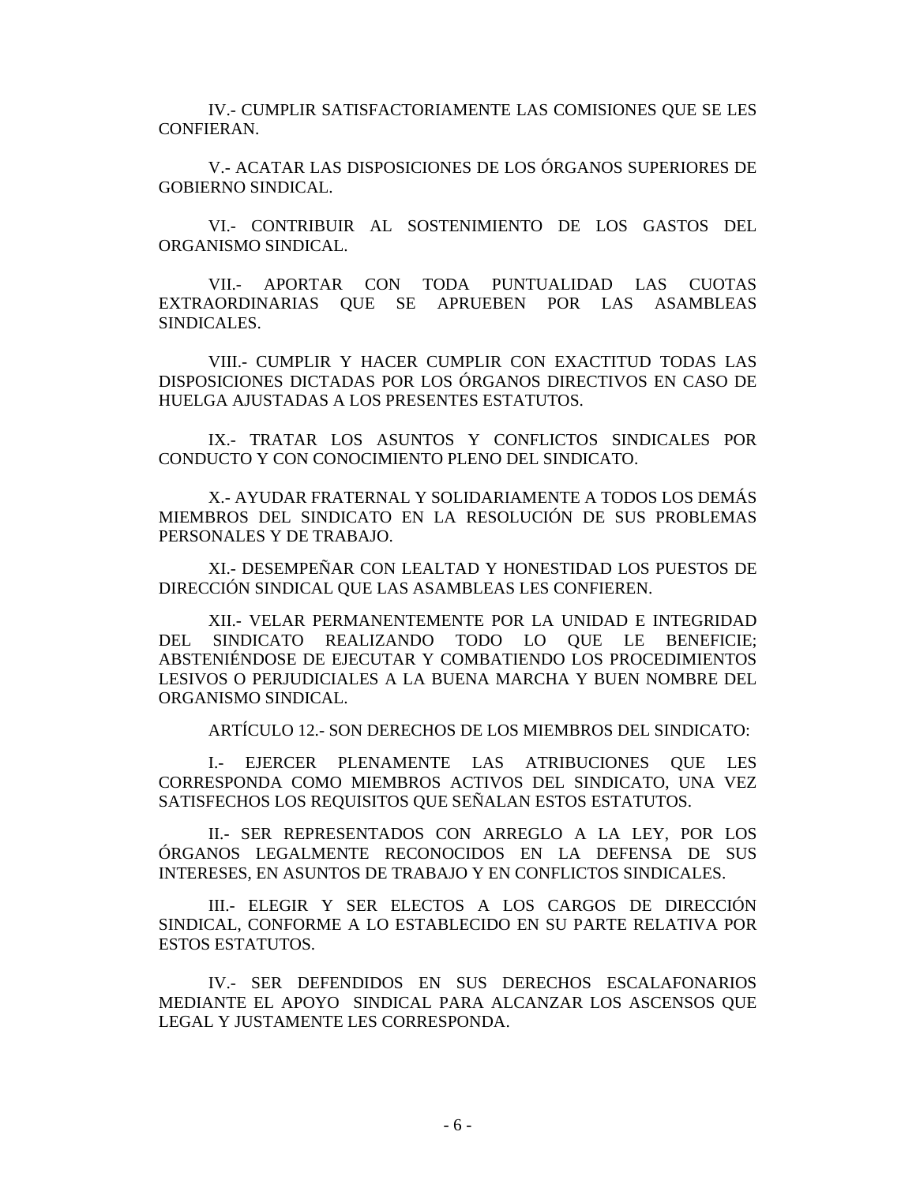IV.- CUMPLIR SATISFACTORIAMENTE LAS COMISIONES QUE SE LES CONFIERAN.

V.- ACATAR LAS DISPOSICIONES DE LOS ÓRGANOS SUPERIORES DE GOBIERNO SINDICAL.

VI.- CONTRIBUIR AL SOSTENIMIENTO DE LOS GASTOS DEL ORGANISMO SINDICAL.

VII.- APORTAR CON TODA PUNTUALIDAD LAS CUOTAS EXTRAORDINARIAS QUE SE APRUEBEN POR LAS ASAMBLEAS SINDICALES.

VIII.- CUMPLIR Y HACER CUMPLIR CON EXACTITUD TODAS LAS DISPOSICIONES DICTADAS POR LOS ÓRGANOS DIRECTIVOS EN CASO DE HUELGA AJUSTADAS A LOS PRESENTES ESTATUTOS.

IX.- TRATAR LOS ASUNTOS Y CONFLICTOS SINDICALES POR CONDUCTO Y CON CONOCIMIENTO PLENO DEL SINDICATO.

X.- AYUDAR FRATERNAL Y SOLIDARIAMENTE A TODOS LOS DEMÁS MIEMBROS DEL SINDICATO EN LA RESOLUCIÓN DE SUS PROBLEMAS PERSONALES Y DE TRABAJO.

XI.- DESEMPEÑAR CON LEALTAD Y HONESTIDAD LOS PUESTOS DE DIRECCIÓN SINDICAL QUE LAS ASAMBLEAS LES CONFIEREN.

XII.- VELAR PERMANENTEMENTE POR LA UNIDAD E INTEGRIDAD DEL SINDICATO REALIZANDO TODO LO QUE LE BENEFICIE; ABSTENIÉNDOSE DE EJECUTAR Y COMBATIENDO LOS PROCEDIMIENTOS LESIVOS O PERJUDICIALES A LA BUENA MARCHA Y BUEN NOMBRE DEL ORGANISMO SINDICAL.

ARTÍCULO 12.- SON DERECHOS DE LOS MIEMBROS DEL SINDICATO:

I.- EJERCER PLENAMENTE LAS ATRIBUCIONES QUE LES CORRESPONDA COMO MIEMBROS ACTIVOS DEL SINDICATO, UNA VEZ SATISFECHOS LOS REQUISITOS QUE SEÑALAN ESTOS ESTATUTOS.

II.- SER REPRESENTADOS CON ARREGLO A LA LEY, POR LOS ÓRGANOS LEGALMENTE RECONOCIDOS EN LA DEFENSA DE SUS INTERESES, EN ASUNTOS DE TRABAJO Y EN CONFLICTOS SINDICALES.

III.- ELEGIR Y SER ELECTOS A LOS CARGOS DE DIRECCIÓN SINDICAL, CONFORME A LO ESTABLECIDO EN SU PARTE RELATIVA POR ESTOS ESTATUTOS.

IV.- SER DEFENDIDOS EN SUS DERECHOS ESCALAFONARIOS MEDIANTE EL APOYO SINDICAL PARA ALCANZAR LOS ASCENSOS QUE LEGAL Y JUSTAMENTE LES CORRESPONDA.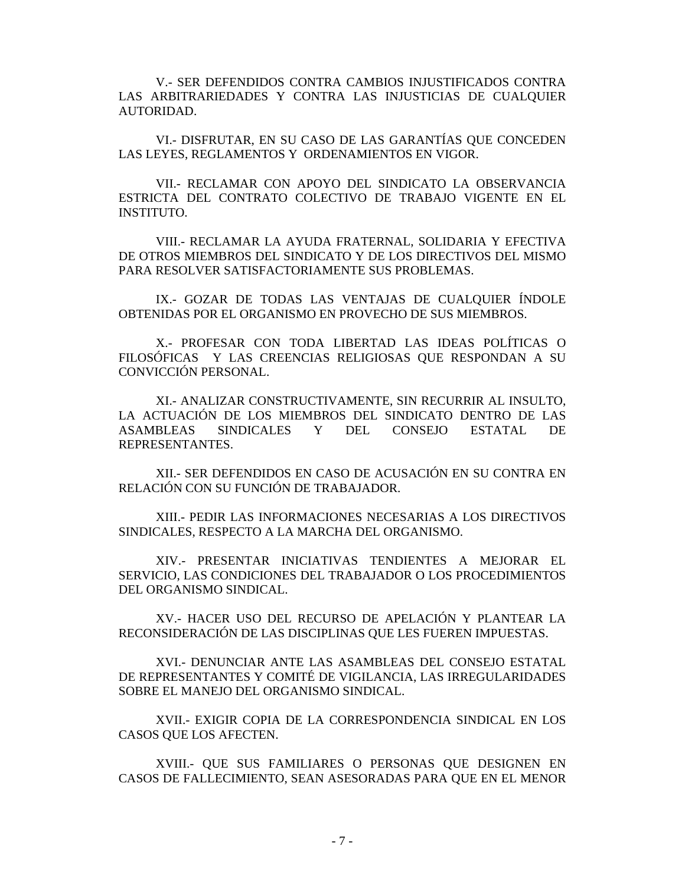V.- SER DEFENDIDOS CONTRA CAMBIOS INJUSTIFICADOS CONTRA LAS ARBITRARIEDADES Y CONTRA LAS INJUSTICIAS DE CUALQUIER AUTORIDAD.

VI.- DISFRUTAR, EN SU CASO DE LAS GARANTÍAS QUE CONCEDEN LAS LEYES, REGLAMENTOS Y ORDENAMIENTOS EN VIGOR.

VII.- RECLAMAR CON APOYO DEL SINDICATO LA OBSERVANCIA ESTRICTA DEL CONTRATO COLECTIVO DE TRABAJO VIGENTE EN EL INSTITUTO.

VIII.- RECLAMAR LA AYUDA FRATERNAL, SOLIDARIA Y EFECTIVA DE OTROS MIEMBROS DEL SINDICATO Y DE LOS DIRECTIVOS DEL MISMO PARA RESOLVER SATISFACTORIAMENTE SUS PROBLEMAS.

IX.- GOZAR DE TODAS LAS VENTAJAS DE CUALQUIER ÍNDOLE OBTENIDAS POR EL ORGANISMO EN PROVECHO DE SUS MIEMBROS.

X.- PROFESAR CON TODA LIBERTAD LAS IDEAS POLÍTICAS O FILOSÓFICAS Y LAS CREENCIAS RELIGIOSAS QUE RESPONDAN A SU CONVICCIÓN PERSONAL.

XI.- ANALIZAR CONSTRUCTIVAMENTE, SIN RECURRIR AL INSULTO, LA ACTUACIÓN DE LOS MIEMBROS DEL SINDICATO DENTRO DE LAS ASAMBLEAS SINDICALES Y DEL CONSEJO ESTATAL DE REPRESENTANTES.

XII.- SER DEFENDIDOS EN CASO DE ACUSACIÓN EN SU CONTRA EN RELACIÓN CON SU FUNCIÓN DE TRABAJADOR.

XIII.- PEDIR LAS INFORMACIONES NECESARIAS A LOS DIRECTIVOS SINDICALES, RESPECTO A LA MARCHA DEL ORGANISMO.

XIV.- PRESENTAR INICIATIVAS TENDIENTES A MEJORAR EL SERVICIO, LAS CONDICIONES DEL TRABAJADOR O LOS PROCEDIMIENTOS DEL ORGANISMO SINDICAL.

XV.- HACER USO DEL RECURSO DE APELACIÓN Y PLANTEAR LA RECONSIDERACIÓN DE LAS DISCIPLINAS QUE LES FUEREN IMPUESTAS.

XVI.- DENUNCIAR ANTE LAS ASAMBLEAS DEL CONSEJO ESTATAL DE REPRESENTANTES Y COMITÉ DE VIGILANCIA, LAS IRREGULARIDADES SOBRE EL MANEJO DEL ORGANISMO SINDICAL.

XVII.- EXIGIR COPIA DE LA CORRESPONDENCIA SINDICAL EN LOS CASOS QUE LOS AFECTEN.

XVIII.- QUE SUS FAMILIARES O PERSONAS QUE DESIGNEN EN CASOS DE FALLECIMIENTO, SEAN ASESORADAS PARA QUE EN EL MENOR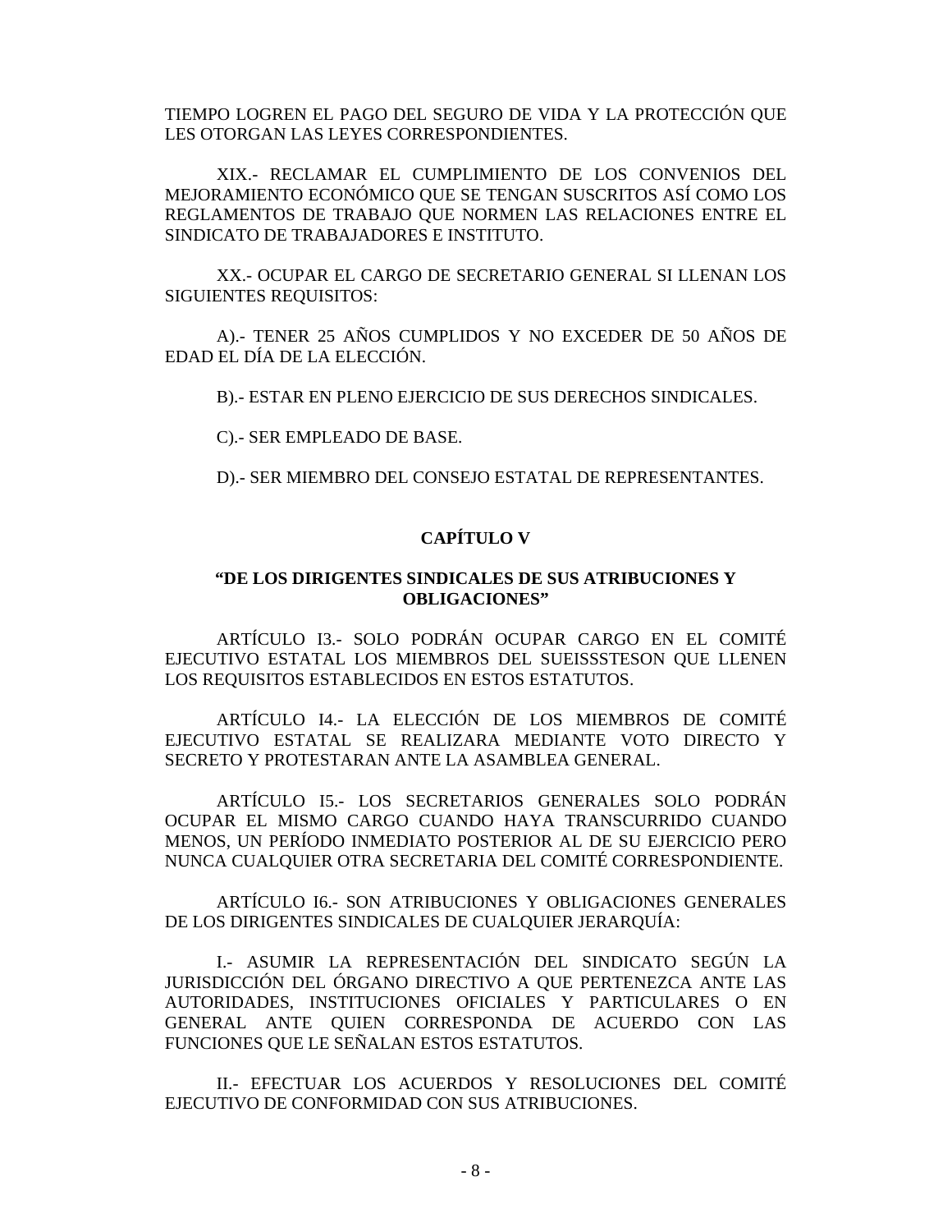TIEMPO LOGREN EL PAGO DEL SEGURO DE VIDA Y LA PROTECCIÓN QUE LES OTORGAN LAS LEYES CORRESPONDIENTES.

XIX.- RECLAMAR EL CUMPLIMIENTO DE LOS CONVENIOS DEL MEJORAMIENTO ECONÓMICO QUE SE TENGAN SUSCRITOS ASÍ COMO LOS REGLAMENTOS DE TRABAJO QUE NORMEN LAS RELACIONES ENTRE EL SINDICATO DE TRABAJADORES E INSTITUTO.

XX.- OCUPAR EL CARGO DE SECRETARIO GENERAL SI LLENAN LOS SIGUIENTES REQUISITOS:

A).- TENER 25 AÑOS CUMPLIDOS Y NO EXCEDER DE 50 AÑOS DE EDAD EL DÍA DE LA ELECCIÓN.

B).- ESTAR EN PLENO EJERCICIO DE SUS DERECHOS SINDICALES.

C).- SER EMPLEADO DE BASE.

D).- SER MIEMBRO DEL CONSEJO ESTATAL DE REPRESENTANTES.

## CAPÍTULO V

### "DE LOS DIRIGENTES SINDICALES DE SUS ATRIBUCIONES Y OBLIGACIONES"

ARTÍCULO I3.- SOLO PODRÁN OCUPAR CARGO EN EL COMITÉ EJECUTIVO ESTATAL LOS MIEMBROS DEL SUEISSSTESON QUE LLENEN LOS REQUISITOS ESTABLECIDOS EN ESTOS ESTATUTOS.

ARTÍCULO I4.- LA ELECCIÓN DE LOS MIEMBROS DE COMITÉ EJECUTIVO ESTATAL SE REALIZARA MEDIANTE VOTO DIRECTO Y SECRETO Y PROTESTARAN ANTE LA ASAMBLEA GENERAL.

ARTÍCULO I5.- LOS SECRETARIOS GENERALES SOLO PODRÁN OCUPAR EL MISMO CARGO CUANDO HAYA TRANSCURRIDO CUANDO MENOS, UN PERÍODO INMEDIATO POSTERIOR AL DE SU EJERCICIO PERO NUNCA CUALQUIER OTRA SECRETARIA DEL COMITÉ CORRESPONDIENTE.

ARTÍCULO I6.- SON ATRIBUCIONES Y OBLIGACIONES GENERALES DE LOS DIRIGENTES SINDICALES DE CUALQUIER JERARQUÍA:

I.- ASUMIR LA REPRESENTACIÓN DEL SINDICATO SEGÚN LA JURISDICCIÓN DEL ÓRGANO DIRECTIVO A QUE PERTENEZCA ANTE LAS AUTORIDADES, INSTITUCIONES OFICIALES Y PARTICULARES O EN GENERAL ANTE QUIEN CORRESPONDA DE ACUERDO CON LAS FUNCIONES QUE LE SEÑALAN ESTOS ESTATUTOS.

II.- EFECTUAR LOS ACUERDOS Y RESOLUCIONES DEL COMITÉ EJECUTIVO DE CONFORMIDAD CON SUS ATRIBUCIONES.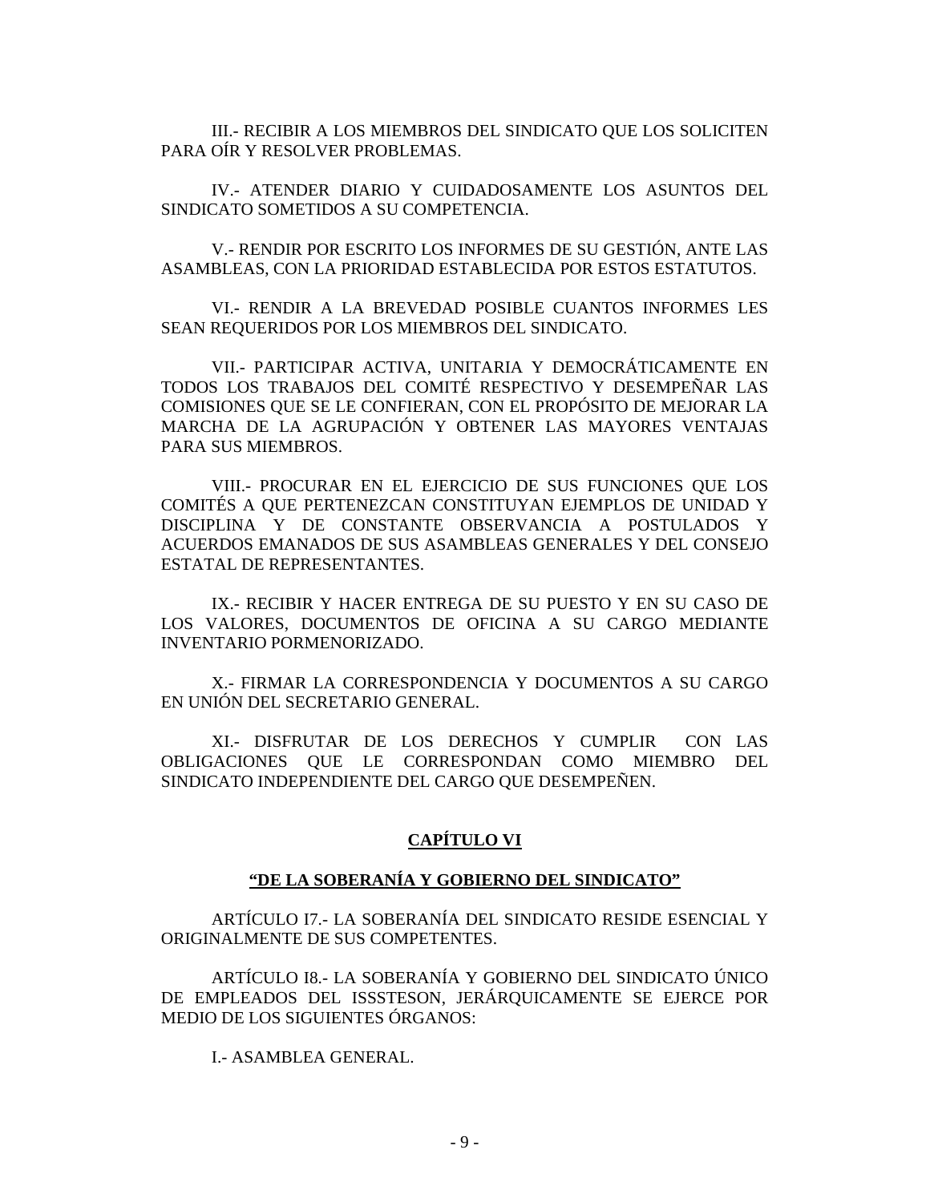III.- RECIBIR A LOS MIEMBROS DEL SINDICATO QUE LOS SOLICITEN PARA OÍR Y RESOLVER PROBLEMAS.

IV.- ATENDER DIARIO Y CUIDADOSAMENTE LOS ASUNTOS DEL SINDICATO SOMETIDOS A SU COMPETENCIA.

V.- RENDIR POR ESCRITO LOS INFORMES DE SU GESTIÓN, ANTE LAS ASAMBLEAS, CON LA PRIORIDAD ESTABLECIDA POR ESTOS ESTATUTOS.

VI.- RENDIR A LA BREVEDAD POSIBLE CUANTOS INFORMES LES SEAN REQUERIDOS POR LOS MIEMBROS DEL SINDICATO.

VII.- PARTICIPAR ACTIVA, UNITARIA Y DEMOCRÁTICAMENTE EN TODOS LOS TRABAJOS DEL COMITÉ RESPECTIVO Y DESEMPEÑAR LAS COMISIONES QUE SE LE CONFIERAN, CON EL PROPÓSITO DE MEJORAR LA MARCHA DE LA AGRUPACIÓN Y OBTENER LAS MAYORES VENTAJAS PARA SUS MIEMBROS.

VIII.- PROCURAR EN EL EJERCICIO DE SUS FUNCIONES QUE LOS COMITÉS A QUE PERTENEZCAN CONSTITUYAN EJEMPLOS DE UNIDAD Y DISCIPLINA Y DE CONSTANTE OBSERVANCIA A POSTULADOS Y ACUERDOS EMANADOS DE SUS ASAMBLEAS GENERALES Y DEL CONSEJO ESTATAL DE REPRESENTANTES.

IX.- RECIBIR Y HACER ENTREGA DE SU PUESTO Y EN SU CASO DE LOS VALORES, DOCUMENTOS DE OFICINA A SU CARGO MEDIANTE INVENTARIO PORMENORIZADO.

X.- FIRMAR LA CORRESPONDENCIA Y DOCUMENTOS A SU CARGO EN UNIÓN DEL SECRETARIO GENERAL.

XI.- DISFRUTAR DE LOS DERECHOS Y CUMPLIR CON LAS OBLIGACIONES QUE LE CORRESPONDAN COMO MIEMBRO DEL SINDICATO INDEPENDIENTE DEL CARGO QUE DESEMPEÑEN.

## CAPÍTULO VI

### "DE LA SOBERANÍA Y GOBIERNO DEL SINDICATO"

ARTÍCULO I7.- LA SOBERANÍA DEL SINDICATO RESIDE ESENCIAL Y ORIGINALMENTE DE SUS COMPETENTES.

ARTÍCULO I8.- LA SOBERANÍA Y GOBIERNO DEL SINDICATO ÚNICO DE EMPLEADOS DEL ISSSTESON, JERÁRQUICAMENTE SE EJERCE POR MEDIO DE LOS SIGUIENTES ÓRGANOS:

I.- ASAMBLEA GENERAL.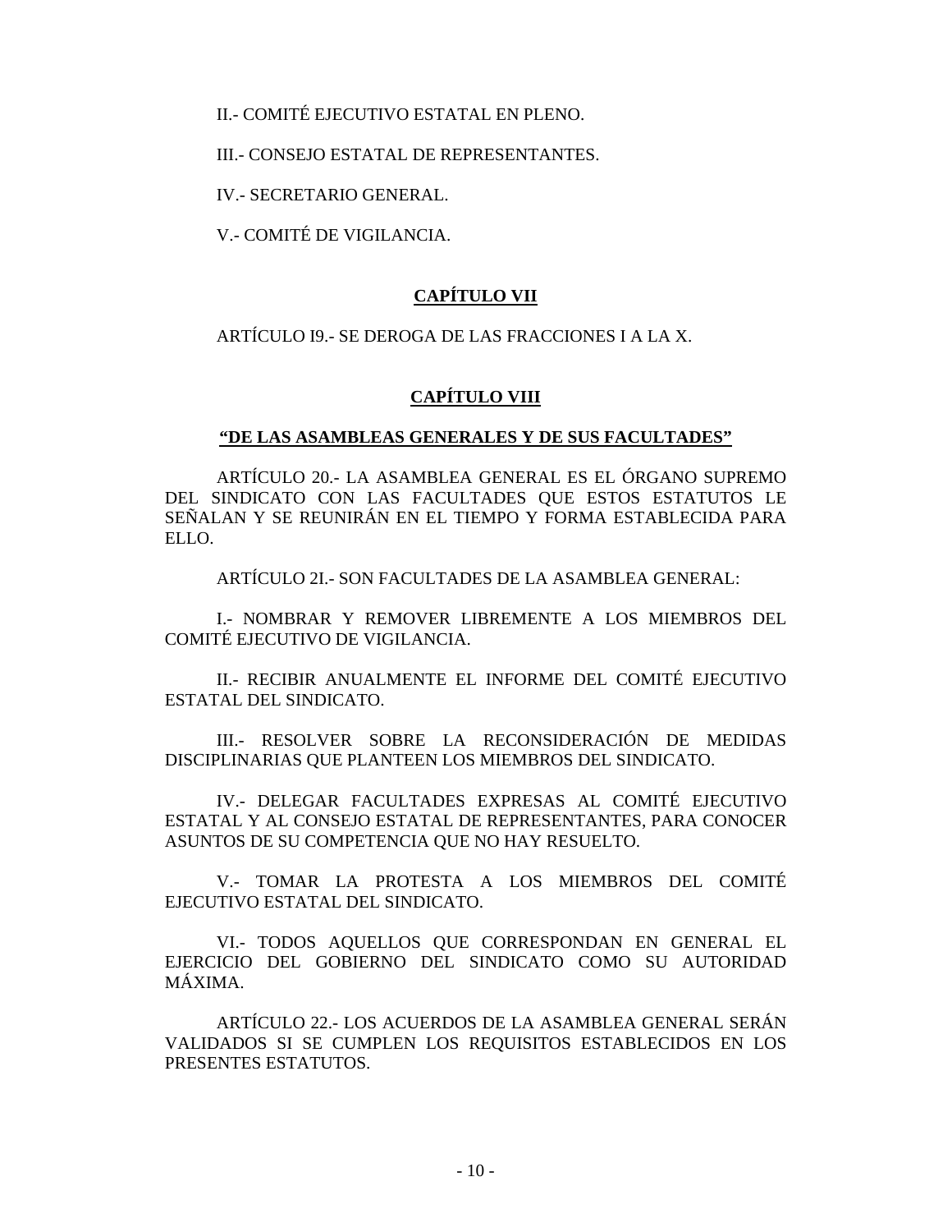II.- COMITÉ EJECUTIVO ESTATAL EN PLENO.

III.- CONSEJO ESTATAL DE REPRESENTANTES.

IV.- SECRETARIO GENERAL.

V.- COMITÉ DE VIGILANCIA.

## CAPÍTULO VII

ARTÍCULO I9.- SE DEROGA DE LAS FRACCIONES I A LA X.

## CAPÍTULO VIII

### "DE LAS ASAMBLEAS GENERALES Y DE SUS FACULTADES"

ARTÍCULO 20.- LA ASAMBLEA GENERAL ES EL ÓRGANO SUPREMO DEL SINDICATO CON LAS FACULTADES QUE ESTOS ESTATUTOS LE SEÑALAN Y SE REUNIRÁN EN EL TIEMPO Y FORMA ESTABLECIDA PARA ELLO.

ARTÍCULO 2I.- SON FACULTADES DE LA ASAMBLEA GENERAL:

I.- NOMBRAR Y REMOVER LIBREMENTE A LOS MIEMBROS DEL COMITÉ EJECUTIVO DE VIGILANCIA.

II.- RECIBIR ANUALMENTE EL INFORME DEL COMITÉ EJECUTIVO ESTATAL DEL SINDICATO.

III.- RESOLVER SOBRE LA RECONSIDERACIÓN DE MEDIDAS DISCIPLINARIAS QUE PLANTEEN LOS MIEMBROS DEL SINDICATO.

IV.- DELEGAR FACULTADES EXPRESAS AL COMITÉ EJECUTIVO ESTATAL Y AL CONSEJO ESTATAL DE REPRESENTANTES, PARA CONOCER ASUNTOS DE SU COMPETENCIA QUE NO HAY RESUELTO.

V.- TOMAR LA PROTESTA A LOS MIEMBROS DEL COMITÉ EJECUTIVO ESTATAL DEL SINDICATO.

VI.- TODOS AQUELLOS QUE CORRESPONDAN EN GENERAL EL EJERCICIO DEL GOBIERNO DEL SINDICATO COMO SU AUTORIDAD MÁXIMA.

ARTÍCULO 22.- LOS ACUERDOS DE LA ASAMBLEA GENERAL SERÁN VALIDADOS SI SE CUMPLEN LOS REQUISITOS ESTABLECIDOS EN LOS PRESENTES ESTATUTOS.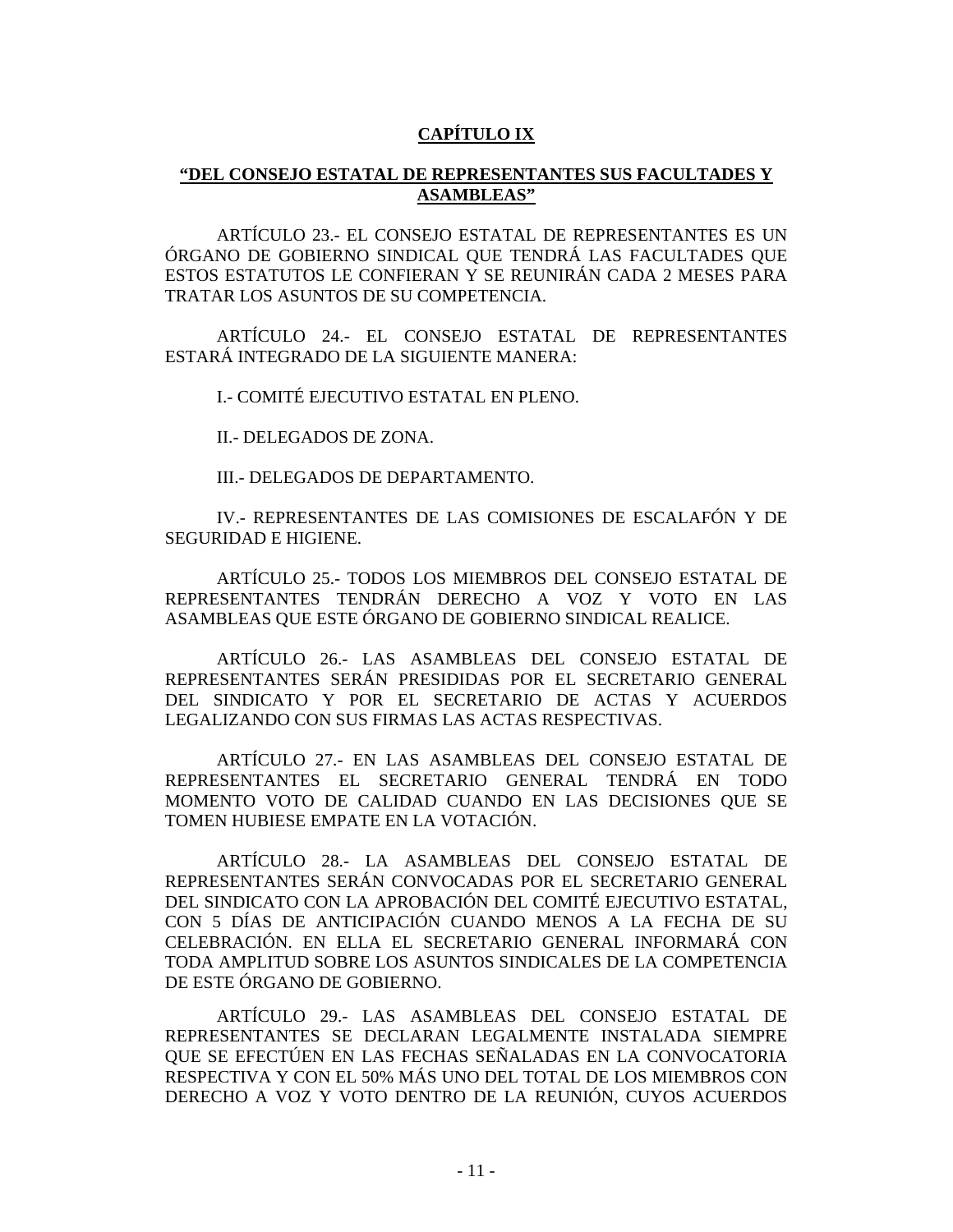## CAPÍTULO IX

## "DEL CONSEJO ESTATAL DE REPRESENTANTES SUS FACULTADES Y ASAMBLEAS"

ARTÍCULO 23.- EL CONSEJO ESTATAL DE REPRESENTANTES ES UN ÓRGANO DE GOBIERNO SINDICAL QUE TENDRÁ LAS FACULTADES QUE ESTOS ESTATUTOS LE CONFIERAN Y SE REUNIRÁN CADA 2 MESES PARA TRATAR LOS ASUNTOS DE SU COMPETENCIA.

ARTÍCULO 24.- EL CONSEJO ESTATAL DE REPRESENTANTES ESTARÁ INTEGRADO DE LA SIGUIENTE MANERA:

I.- COMITÉ EJECUTIVO ESTATAL EN PLENO.

II.- DELEGADOS DE ZONA.

III.- DELEGADOS DE DEPARTAMENTO.

IV.- REPRESENTANTES DE LAS COMISIONES DE ESCALAFÓN Y DE SEGURIDAD E HIGIENE.

ARTÍCULO 25.- TODOS LOS MIEMBROS DEL CONSEJO ESTATAL DE REPRESENTANTES TENDRÁN DERECHO A VOZ Y VOTO EN LAS ASAMBLEAS QUE ESTE ÓRGANO DE GOBIERNO SINDICAL REALICE.

ARTÍCULO 26.- LAS ASAMBLEAS DEL CONSEJO ESTATAL DE REPRESENTANTES SERÁN PRESIDIDAS POR EL SECRETARIO GENERAL DEL SINDICATO Y POR EL SECRETARIO DE ACTAS Y ACUERDOS LEGALIZANDO CON SUS FIRMAS LAS ACTAS RESPECTIVAS.

ARTÍCULO 27.- EN LAS ASAMBLEAS DEL CONSEJO ESTATAL DE REPRESENTANTES EL SECRETARIO GENERAL TENDRÁ EN TODO MOMENTO VOTO DE CALIDAD CUANDO EN LAS DECISIONES QUE SE TOMEN HUBIESE EMPATE EN LA VOTACIÓN.

ARTÍCULO 28.- LA ASAMBLEAS DEL CONSEJO ESTATAL DE REPRESENTANTES SERÁN CONVOCADAS POR EL SECRETARIO GENERAL DEL SINDICATO CON LA APROBACIÓN DEL COMITÉ EJECUTIVO ESTATAL, CON 5 DÍAS DE ANTICIPACIÓN CUANDO MENOS A LA FECHA DE SU CELEBRACIÓN. EN ELLA EL SECRETARIO GENERAL INFORMARÁ CON TODA AMPLITUD SOBRE LOS ASUNTOS SINDICALES DE LA COMPETENCIA DE ESTE ÓRGANO DE GOBIERNO.

ARTÍCULO 29.- LAS ASAMBLEAS DEL CONSEJO ESTATAL DE REPRESENTANTES SE DECLARAN LEGALMENTE INSTALADA SIEMPRE QUE SE EFECTÚEN EN LAS FECHAS SEÑALADAS EN LA CONVOCATORIA RESPECTIVA Y CON EL 50% MÁS UNO DEL TOTAL DE LOS MIEMBROS CON DERECHO A VOZ Y VOTO DENTRO DE LA REUNIÓN, CUYOS ACUERDOS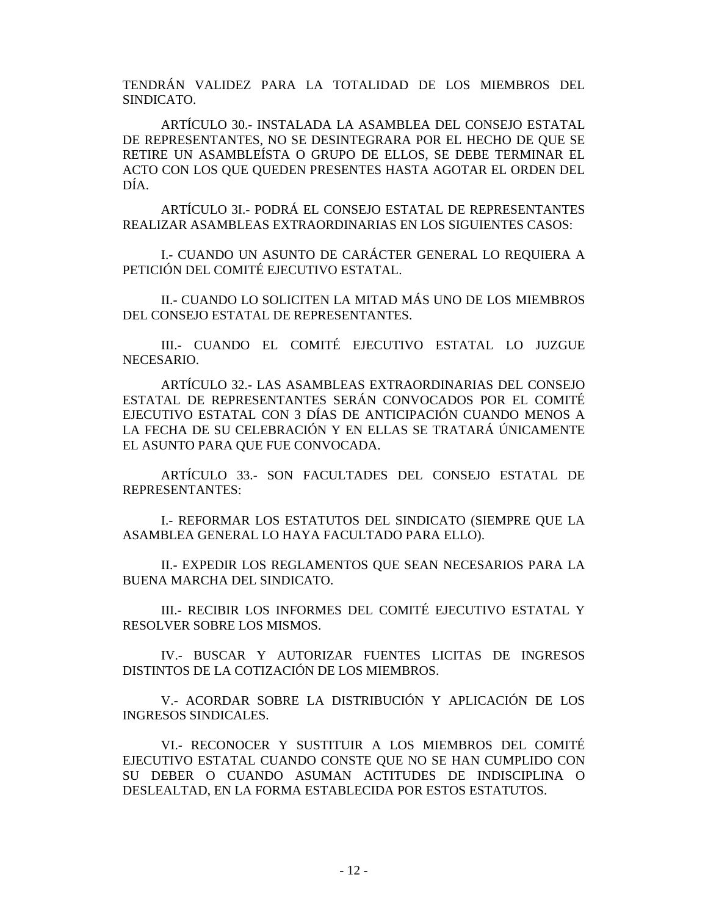TENDRÁN VALIDEZ PARA LA TOTALIDAD DE LOS MIEMBROS DEL SINDICATO.

ARTÍCULO 30.- INSTALADA LA ASAMBLEA DEL CONSEJO ESTATAL DE REPRESENTANTES, NO SE DESINTEGRARA POR EL HECHO DE QUE SE RETIRE UN ASAMBLEÍSTA O GRUPO DE ELLOS, SE DEBE TERMINAR EL ACTO CON LOS QUE QUEDEN PRESENTES HASTA AGOTAR EL ORDEN DEL DÍA.

ARTÍCULO 3I.- PODRÁ EL CONSEJO ESTATAL DE REPRESENTANTES REALIZAR ASAMBLEAS EXTRAORDINARIAS EN LOS SIGUIENTES CASOS:

I.- CUANDO UN ASUNTO DE CARÁCTER GENERAL LO REQUIERA A PETICIÓN DEL COMITÉ EJECUTIVO ESTATAL.

II.- CUANDO LO SOLICITEN LA MITAD MÁS UNO DE LOS MIEMBROS DEL CONSEJO ESTATAL DE REPRESENTANTES.

III.- CUANDO EL COMITÉ EJECUTIVO ESTATAL LO JUZGUE NECESARIO.

ARTÍCULO 32.- LAS ASAMBLEAS EXTRAORDINARIAS DEL CONSEJO ESTATAL DE REPRESENTANTES SERÁN CONVOCADOS POR EL COMITÉ EJECUTIVO ESTATAL CON 3 DÍAS DE ANTICIPACIÓN CUANDO MENOS A LA FECHA DE SU CELEBRACIÓN Y EN ELLAS SE TRATARÁ ÚNICAMENTE EL ASUNTO PARA QUE FUE CONVOCADA.

ARTÍCULO 33.- SON FACULTADES DEL CONSEJO ESTATAL DE REPRESENTANTES:

I.- REFORMAR LOS ESTATUTOS DEL SINDICATO (SIEMPRE QUE LA ASAMBLEA GENERAL LO HAYA FACULTADO PARA ELLO).

II.- EXPEDIR LOS REGLAMENTOS QUE SEAN NECESARIOS PARA LA BUENA MARCHA DEL SINDICATO.

III.- RECIBIR LOS INFORMES DEL COMITÉ EJECUTIVO ESTATAL Y RESOLVER SOBRE LOS MISMOS.

IV.- BUSCAR Y AUTORIZAR FUENTES LICITAS DE INGRESOS DISTINTOS DE LA COTIZACIÓN DE LOS MIEMBROS.

V.- ACORDAR SOBRE LA DISTRIBUCIÓN Y APLICACIÓN DE LOS INGRESOS SINDICALES.

VI.- RECONOCER Y SUSTITUIR A LOS MIEMBROS DEL COMITÉ EJECUTIVO ESTATAL CUANDO CONSTE QUE NO SE HAN CUMPLIDO CON SU DEBER O CUANDO ASUMAN ACTITUDES DE INDISCIPLINA O DESLEALTAD, EN LA FORMA ESTABLECIDA POR ESTOS ESTATUTOS.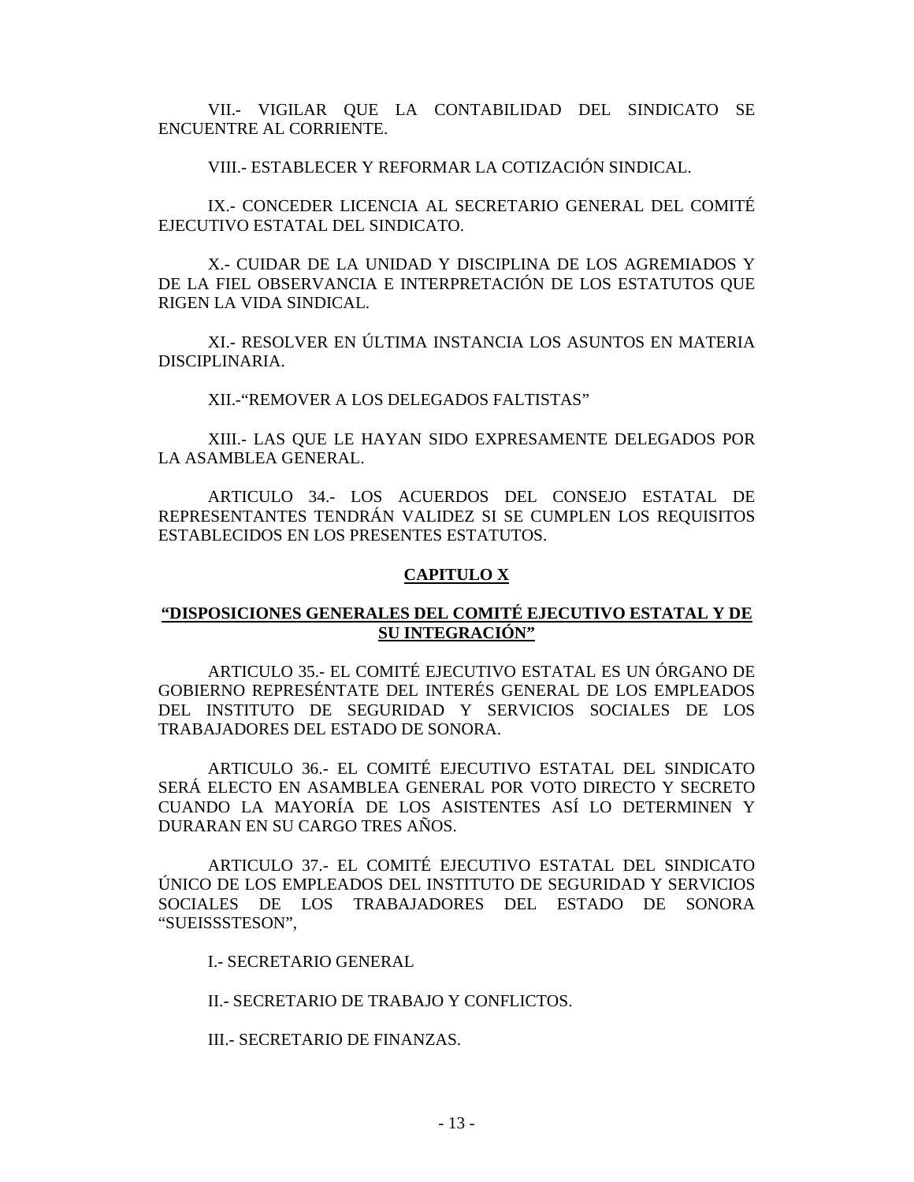VII.- VIGILAR QUE LA CONTABILIDAD DEL SINDICATO SE ENCUENTRE AL CORRIENTE.

VIII.- ESTABLECER Y REFORMAR LA COTIZACIÓN SINDICAL.

IX.- CONCEDER LICENCIA AL SECRETARIO GENERAL DEL COMITÉ EJECUTIVO ESTATAL DEL SINDICATO.

X.- CUIDAR DE LA UNIDAD Y DISCIPLINA DE LOS AGREMIADOS Y DE LA FIEL OBSERVANCIA E INTERPRETACIÓN DE LOS ESTATUTOS QUE RIGEN LA VIDA SINDICAL.

XI.- RESOLVER EN ÚLTIMA INSTANCIA LOS ASUNTOS EN MATERIA DISCIPLINARIA.

XII.-“REMOVER A LOS DELEGADOS FALTISTAS”

XIII.- LAS QUE LE HAYAN SIDO EXPRESAMENTE DELEGADOS POR LA ASAMBLEA GENERAL.

ARTICULO 34.- LOS ACUERDOS DEL CONSEJO ESTATAL DE REPRESENTANTES TENDRÁN VALIDEZ SI SE CUMPLEN LOS REQUISITOS ESTABLECIDOS EN LOS PRESENTES ESTATUTOS.

## CAPITULO X

## “DISPOSICIONES GENERALES DEL COMITÉ EJECUTIVO ESTATAL Y DE SU INTEGRACIÓN”

ARTICULO 35.- EL COMITÉ EJECUTIVO ESTATAL ES UN ÓRGANO DE GOBIERNO REPRESÉNTATE DEL INTERÉS GENERAL DE LOS EMPLEADOS DEL INSTITUTO DE SEGURIDAD Y SERVICIOS SOCIALES DE LOS TRABAJADORES DEL ESTADO DE SONORA.

ARTICULO 36.- EL COMITÉ EJECUTIVO ESTATAL DEL SINDICATO SERÁ ELECTO EN ASAMBLEA GENERAL POR VOTO DIRECTO Y SECRETO CUANDO LA MAYORÍA DE LOS ASISTENTES ASÍ LO DETERMINEN Y DURARAN EN SU CARGO TRES AÑOS.

ARTICULO 37.- EL COMITÉ EJECUTIVO ESTATAL DEL SINDICATO ÚNICO DE LOS EMPLEADOS DEL INSTITUTO DE SEGURIDAD Y SERVICIOS SOCIALES DE LOS TRABAJADORES DEL ESTADO DE SONORA “SUEISSSTESON”,

I.- SECRETARIO GENERAL

II.- SECRETARIO DE TRABAJO Y CONFLICTOS.

III.- SECRETARIO DE FINANZAS.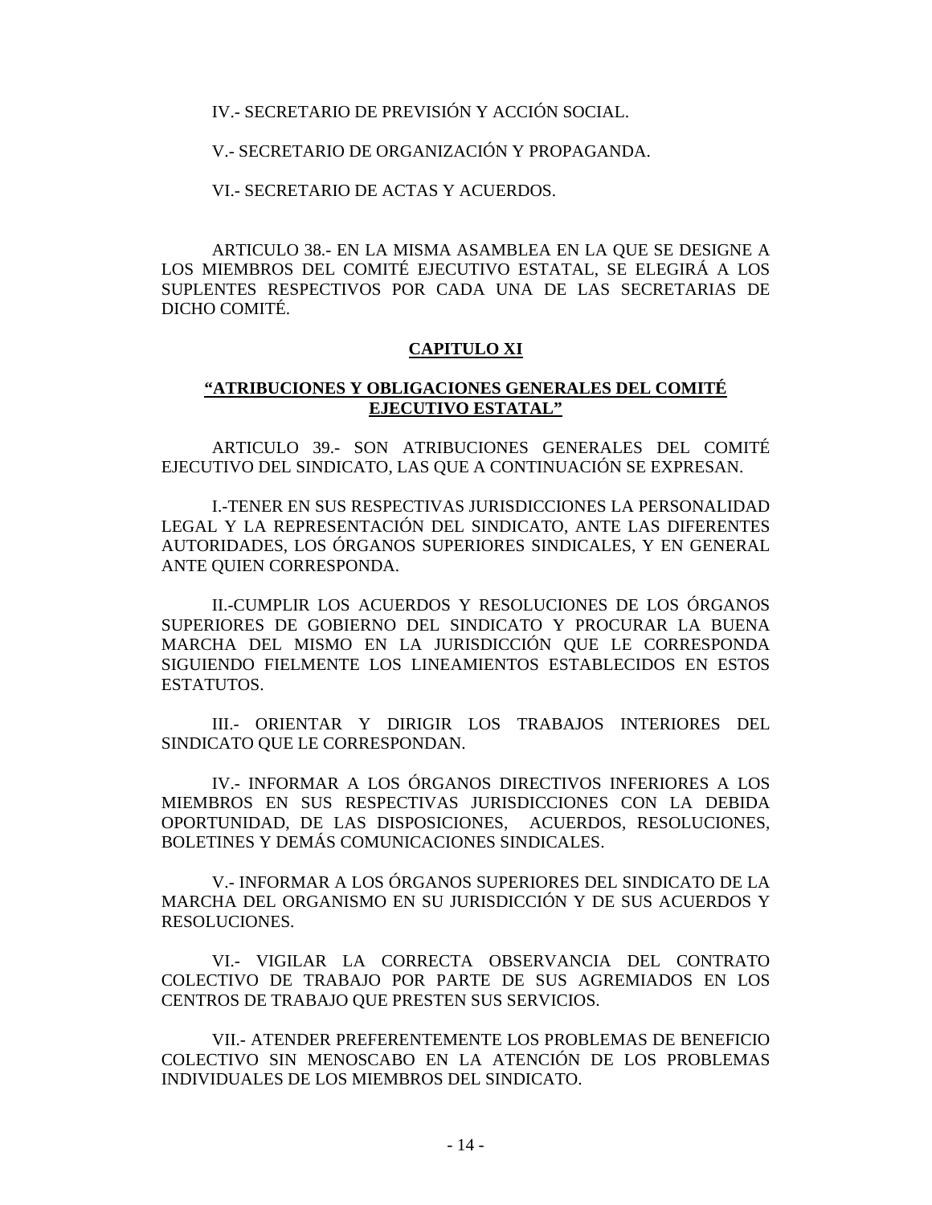IV.- SECRETARIO DE PREVISIÓN Y ACCIÓN SOCIAL.

V.- SECRETARIO DE ORGANIZACIÓN Y PROPAGANDA.

VI.- SECRETARIO DE ACTAS Y ACUERDOS.

ARTICULO 38.- EN LA MISMA ASAMBLEA EN LA QUE SE DESIGNE A LOS MIEMBROS DEL COMITÉ EJECUTIVO ESTATAL, SE ELEGIRÁ A LOS SUPLENTES RESPECTIVOS POR CADA UNA DE LAS SECRETARIAS DE DICHO COMITÉ.

## CAPITULO XI

## "ATRIBUCIONES Y OBLIGACIONES GENERALES DEL COMITÉ EJECUTIVO ESTATAL"

ARTICULO 39.- SON ATRIBUCIONES GENERALES DEL COMITÉ EJECUTIVO DEL SINDICATO, LAS QUE A CONTINUACIÓN SE EXPRESAN.

I.-TENER EN SUS RESPECTIVAS JURISDICCIONES LA PERSONALIDAD LEGAL Y LA REPRESENTACIÓN DEL SINDICATO, ANTE LAS DIFERENTES AUTORIDADES, LOS ÓRGANOS SUPERIORES SINDICALES, Y EN GENERAL ANTE QUIEN CORRESPONDA.

II.-CUMPLIR LOS ACUERDOS Y RESOLUCIONES DE LOS ÓRGANOS SUPERIORES DE GOBIERNO DEL SINDICATO Y PROCURAR LA BUENA MARCHA DEL MISMO EN LA JURISDICCIÓN QUE LE CORRESPONDA SIGUIENDO FIELMENTE LOS LINEAMIENTOS ESTABLECIDOS EN ESTOS ESTATUTOS.

III.- ORIENTAR Y DIRIGIR LOS TRABAJOS INTERIORES DEL SINDICATO QUE LE CORRESPONDAN.

IV.- INFORMAR A LOS ÓRGANOS DIRECTIVOS INFERIORES A LOS MIEMBROS EN SUS RESPECTIVAS JURISDICCIONES CON LA DEBIDA OPORTUNIDAD, DE LAS DISPOSICIONES, ACUERDOS, RESOLUCIONES, BOLETINES Y DEMÁS COMUNICACIONES SINDICALES.

V.- INFORMAR A LOS ÓRGANOS SUPERIORES DEL SINDICATO DE LA MARCHA DEL ORGANISMO EN SU JURISDICCIÓN Y DE SUS ACUERDOS Y RESOLUCIONES.

VI.- VIGILAR LA CORRECTA OBSERVANCIA DEL CONTRATO COLECTIVO DE TRABAJO POR PARTE DE SUS AGREMIADOS EN LOS CENTROS DE TRABAJO QUE PRESTEN SUS SERVICIOS.

VII.- ATENDER PREFERENTEMENTE LOS PROBLEMAS DE BENEFICIO COLECTIVO SIN MENOSCABO EN LA ATENCIÓN DE LOS PROBLEMAS INDIVIDUALES DE LOS MIEMBROS DEL SINDICATO.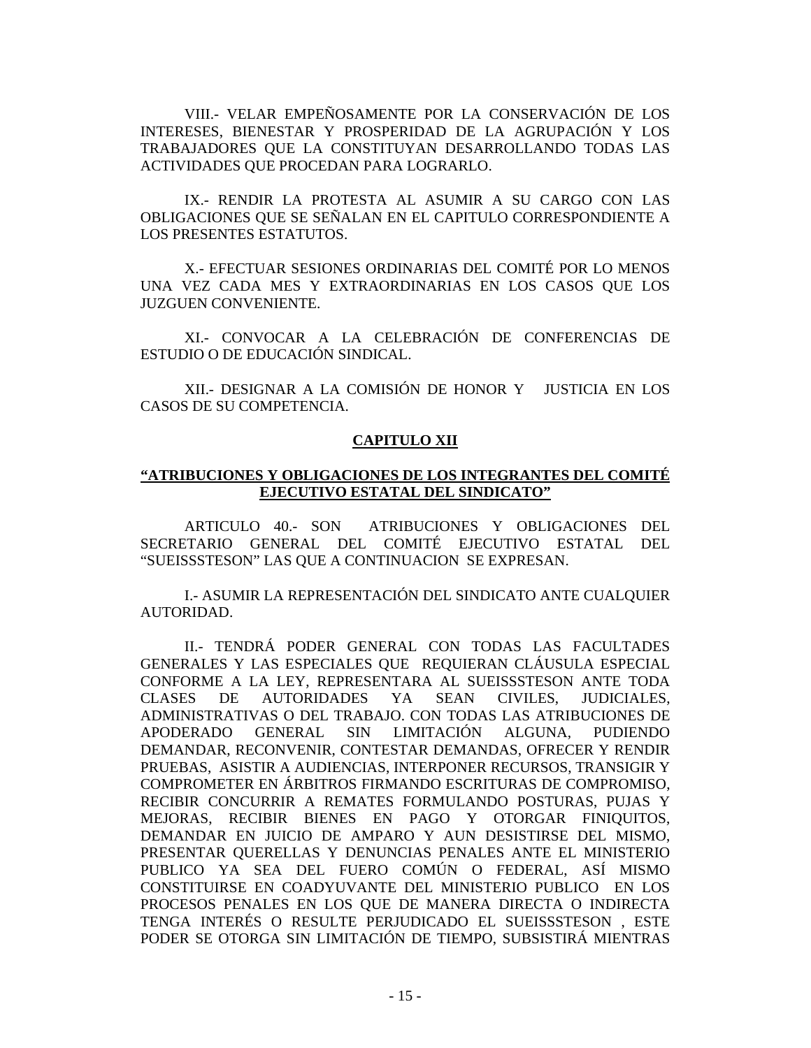VIII.- VELAR EMPEÑOSAMENTE POR LA CONSERVACIÓN DE LOS INTERESES, BIENESTAR Y PROSPERIDAD DE LA AGRUPACIÓN Y LOS TRABAJADORES QUE LA CONSTITUYAN DESARROLLANDO TODAS LAS ACTIVIDADES QUE PROCEDAN PARA LOGRARLO.

IX.- RENDIR LA PROTESTA AL ASUMIR A SU CARGO CON LAS OBLIGACIONES QUE SE SEÑALAN EN EL CAPITULO CORRESPONDIENTE A LOS PRESENTES ESTATUTOS.

X.- EFECTUAR SESIONES ORDINARIAS DEL COMITÉ POR LO MENOS UNA VEZ CADA MES Y EXTRAORDINARIAS EN LOS CASOS QUE LOS JUZGUEN CONVENIENTE.

XI.- CONVOCAR A LA CELEBRACIÓN DE CONFERENCIAS DE ESTUDIO O DE EDUCACIÓN SINDICAL.

XII.- DESIGNAR A LA COMISIÓN DE HONOR Y JUSTICIA EN LOS CASOS DE SU COMPETENCIA.

## CAPITULO XII

## “ATRIBUCIONES Y OBLIGACIONES DE LOS INTEGRANTES DEL COMITÉ EJECUTIVO ESTATAL DEL SINDICATO”

ARTICULO 40.- SON ATRIBUCIONES Y OBLIGACIONES DEL SECRETARIO GENERAL DEL COMITÉ EJECUTIVO ESTATAL DEL “SUEISSSTESON” LAS QUE A CONTINUACION SE EXPRESAN.

I.- ASUMIR LA REPRESENTACIÓN DEL SINDICATO ANTE CUALQUIER AUTORIDAD.

II.- TENDRÁ PODER GENERAL CON TODAS LAS FACULTADES GENERALES Y LAS ESPECIALES QUE REQUIERAN CLÁUSULA ESPECIAL CONFORME A LA LEY, REPRESENTARA AL SUEISSSTESON ANTE TODA CLASES DE AUTORIDADES YA SEAN CIVILES, JUDICIALES, ADMINISTRATIVAS O DEL TRABAJO. CON TODAS LAS ATRIBUCIONES DE APODERADO GENERAL SIN LIMITACIÓN ALGUNA, PUDIENDO DEMANDAR, RECONVENIR, CONTESTAR DEMANDAS, OFRECER Y RENDIR PRUEBAS, ASISTIR A AUDIENCIAS, INTERPONER RECURSOS, TRANSIGIR Y COMPROMETER EN ÁRBITROS FIRMANDO ESCRITURAS DE COMPROMISO, RECIBIR CONCURRIR A REMATES FORMULANDO POSTURAS, PUJAS Y MEJORAS, RECIBIR BIENES EN PAGO Y OTORGAR FINIQUITOS, DEMANDAR EN JUICIO DE AMPARO Y AUN DESISTIRSE DEL MISMO, PRESENTAR QUERELLAS Y DENUNCIAS PENALES ANTE EL MINISTERIO PUBLICO YA SEA DEL FUERO COMÚN O FEDERAL, ASÍ MISMO CONSTITUIRSE EN COADYUVANTE DEL MINISTERIO PUBLICO EN LOS PROCESOS PENALES EN LOS QUE DE MANERA DIRECTA O INDIRECTA TENGA INTERÉS O RESULTE PERJUDICADO EL SUEISSSTESON , ESTE PODER SE OTORGA SIN LIMITACIÓN DE TIEMPO, SUBSISTIRÁ MIENTRAS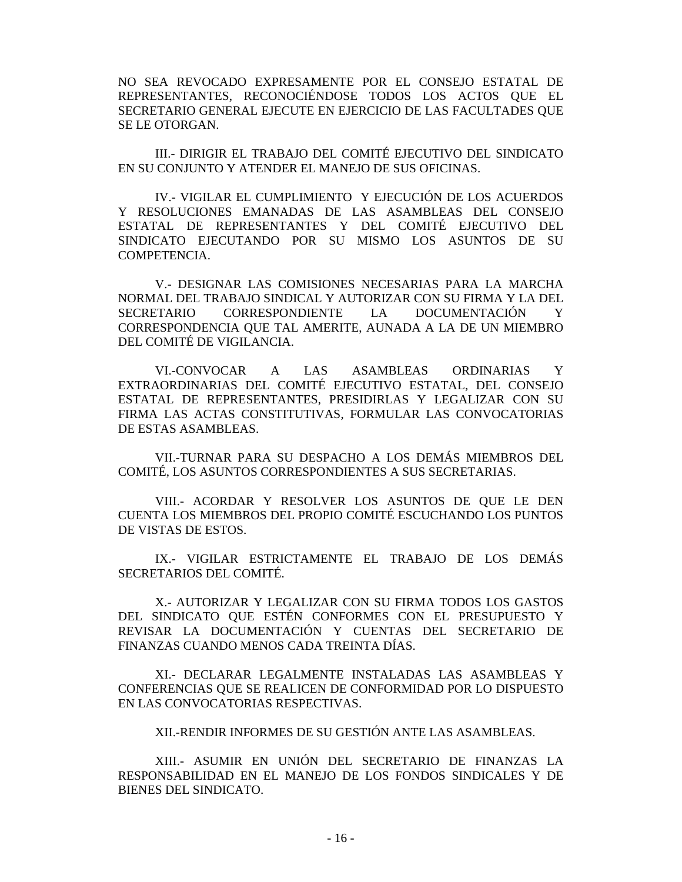NO SEA REVOCADO EXPRESAMENTE POR EL CONSEJO ESTATAL DE REPRESENTANTES, RECONOCIÉNDOSE TODOS LOS ACTOS QUE EL SECRETARIO GENERAL EJECUTE EN EJERCICIO DE LAS FACULTADES QUE SE LE OTORGAN.

III.- DIRIGIR EL TRABAJO DEL COMITÉ EJECUTIVO DEL SINDICATO EN SU CONJUNTO Y ATENDER EL MANEJO DE SUS OFICINAS.

IV.- VIGILAR EL CUMPLIMIENTO Y EJECUCIÓN DE LOS ACUERDOS Y RESOLUCIONES EMANADAS DE LAS ASAMBLEAS DEL CONSEJO ESTATAL DE REPRESENTANTES Y DEL COMITÉ EJECUTIVO DEL SINDICATO EJECUTANDO POR SU MISMO LOS ASUNTOS DE SU COMPETENCIA.

V.- DESIGNAR LAS COMISIONES NECESARIAS PARA LA MARCHA NORMAL DEL TRABAJO SINDICAL Y AUTORIZAR CON SU FIRMA Y LA DEL SECRETARIO CORRESPONDIENTE LA DOCUMENTACIÓN Y CORRESPONDENCIA QUE TAL AMERITE, AUNADA A LA DE UN MIEMBRO DEL COMITÉ DE VIGILANCIA.

VI.-CONVOCAR A LAS ASAMBLEAS ORDINARIAS Y EXTRAORDINARIAS DEL COMITÉ EJECUTIVO ESTATAL, DEL CONSEJO ESTATAL DE REPRESENTANTES, PRESIDIRLAS Y LEGALIZAR CON SU FIRMA LAS ACTAS CONSTITUTIVAS, FORMULAR LAS CONVOCATORIAS DE ESTAS ASAMBLEAS.

VII.-TURNAR PARA SU DESPACHO A LOS DEMÁS MIEMBROS DEL COMITÉ, LOS ASUNTOS CORRESPONDIENTES A SUS SECRETARIAS.

VIII.- ACORDAR Y RESOLVER LOS ASUNTOS DE QUE LE DEN CUENTA LOS MIEMBROS DEL PROPIO COMITÉ ESCUCHANDO LOS PUNTOS DE VISTAS DE ESTOS.

IX.- VIGILAR ESTRICTAMENTE EL TRABAJO DE LOS DEMÁS SECRETARIOS DEL COMITÉ.

X.- AUTORIZAR Y LEGALIZAR CON SU FIRMA TODOS LOS GASTOS DEL SINDICATO QUE ESTÉN CONFORMES CON EL PRESUPUESTO Y REVISAR LA DOCUMENTACIÓN Y CUENTAS DEL SECRETARIO DE FINANZAS CUANDO MENOS CADA TREINTA DÍAS.

XI.- DECLARAR LEGALMENTE INSTALADAS LAS ASAMBLEAS Y CONFERENCIAS QUE SE REALICEN DE CONFORMIDAD POR LO DISPUESTO EN LAS CONVOCATORIAS RESPECTIVAS.

XII.-RENDIR INFORMES DE SU GESTIÓN ANTE LAS ASAMBLEAS.

XIII.- ASUMIR EN UNIÓN DEL SECRETARIO DE FINANZAS LA RESPONSABILIDAD EN EL MANEJO DE LOS FONDOS SINDICALES Y DE BIENES DEL SINDICATO.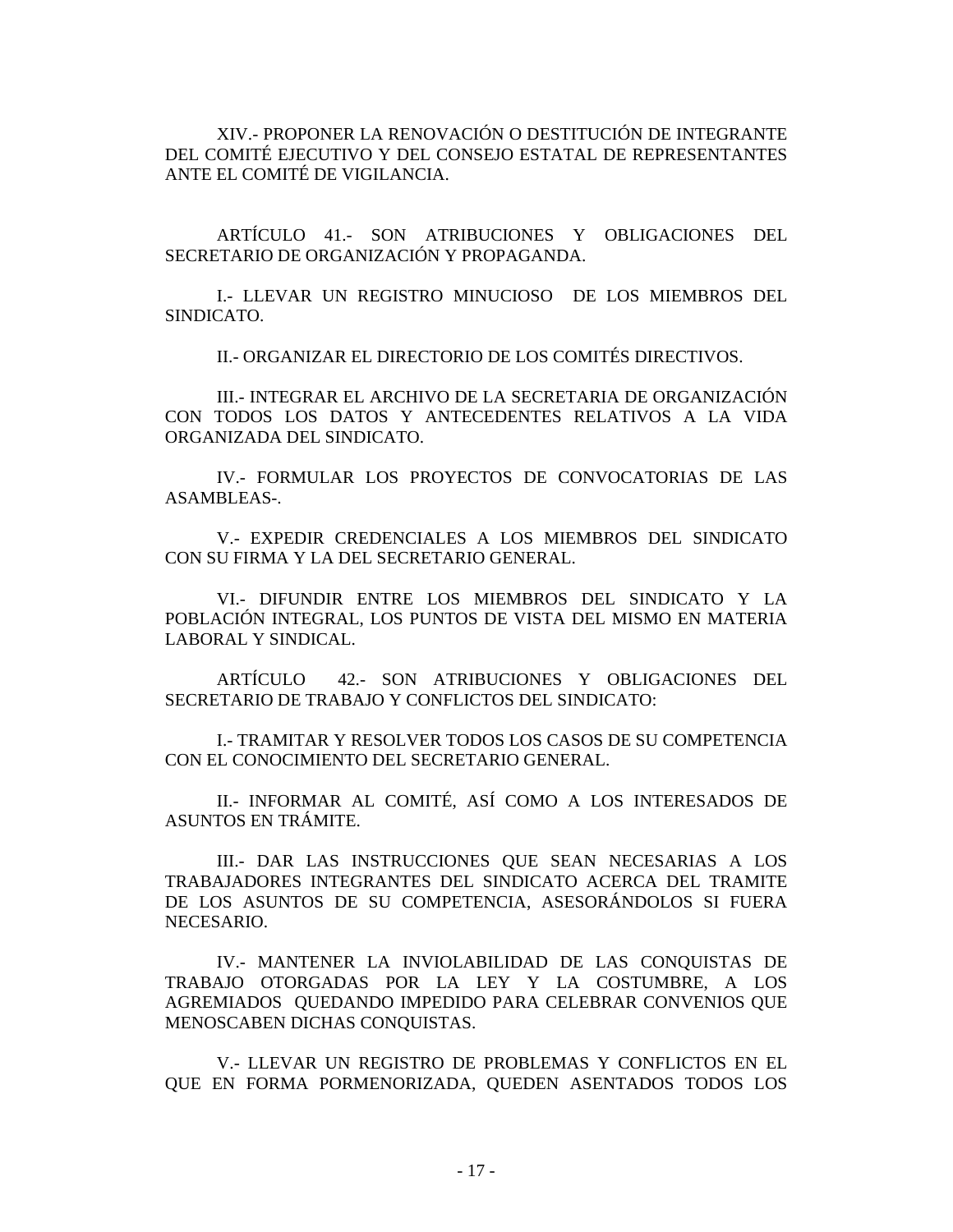XIV.- PROPONER LA RENOVACIÓN O DESTITUCIÓN DE INTEGRANTE DEL COMITÉ EJECUTIVO Y DEL CONSEJO ESTATAL DE REPRESENTANTES ANTE EL COMITÉ DE VIGILANCIA.

ARTÍCULO 41.- SON ATRIBUCIONES Y OBLIGACIONES DEL SECRETARIO DE ORGANIZACIÓN Y PROPAGANDA.

I.- LLEVAR UN REGISTRO MINUCIOSO DE LOS MIEMBROS DEL SINDICATO.

II.- ORGANIZAR EL DIRECTORIO DE LOS COMITÉS DIRECTIVOS.

III.- INTEGRAR EL ARCHIVO DE LA SECRETARIA DE ORGANIZACIÓN CON TODOS LOS DATOS Y ANTECEDENTES RELATIVOS A LA VIDA ORGANIZADA DEL SINDICATO.

IV.- FORMULAR LOS PROYECTOS DE CONVOCATORIAS DE LAS ASAMBLEAS-.

V.- EXPEDIR CREDENCIALES A LOS MIEMBROS DEL SINDICATO CON SU FIRMA Y LA DEL SECRETARIO GENERAL.

VI.- DIFUNDIR ENTRE LOS MIEMBROS DEL SINDICATO Y LA POBLACIÓN INTEGRAL, LOS PUNTOS DE VISTA DEL MISMO EN MATERIA LABORAL Y SINDICAL.

ARTÍCULO 42.- SON ATRIBUCIONES Y OBLIGACIONES DEL SECRETARIO DE TRABAJO Y CONFLICTOS DEL SINDICATO:

I.- TRAMITAR Y RESOLVER TODOS LOS CASOS DE SU COMPETENCIA CON EL CONOCIMIENTO DEL SECRETARIO GENERAL.

II.- INFORMAR AL COMITÉ, ASÍ COMO A LOS INTERESADOS DE ASUNTOS EN TRÁMITE.

III.- DAR LAS INSTRUCCIONES QUE SEAN NECESARIAS A LOS TRABAJADORES INTEGRANTES DEL SINDICATO ACERCA DEL TRAMITE DE LOS ASUNTOS DE SU COMPETENCIA, ASESORÁNDOLOS SI FUERA NECESARIO.

IV.- MANTENER LA INVIOLABILIDAD DE LAS CONQUISTAS DE TRABAJO OTORGADAS POR LA LEY Y LA COSTUMBRE, A LOS AGREMIADOS QUEDANDO IMPEDIDO PARA CELEBRAR CONVENIOS QUE MENOSCABEN DICHAS CONQUISTAS.

V.- LLEVAR UN REGISTRO DE PROBLEMAS Y CONFLICTOS EN EL QUE EN FORMA PORMENORIZADA, QUEDEN ASENTADOS TODOS LOS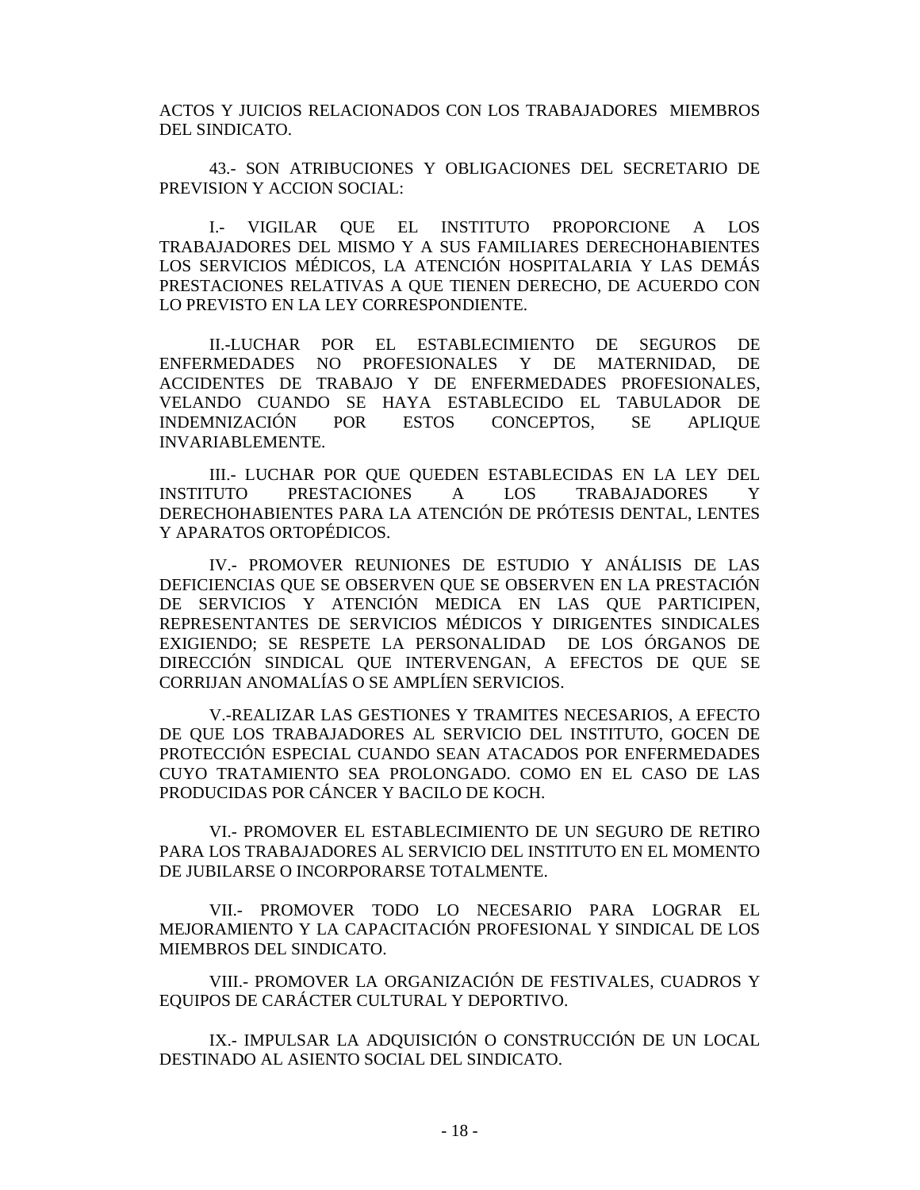ACTOS Y JUICIOS RELACIONADOS CON LOS TRABAJADORES MIEMBROS DEL SINDICATO.

43.- SON ATRIBUCIONES Y OBLIGACIONES DEL SECRETARIO DE PREVISION Y ACCION SOCIAL:

I.- VIGILAR QUE EL INSTITUTO PROPORCIONE A LOS TRABAJADORES DEL MISMO Y A SUS FAMILIARES DERECHOHABIENTES LOS SERVICIOS MÉDICOS, LA ATENCIÓN HOSPITALARIA Y LAS DEMÁS PRESTACIONES RELATIVAS A QUE TIENEN DERECHO, DE ACUERDO CON LO PREVISTO EN LA LEY CORRESPONDIENTE.

II.-LUCHAR POR EL ESTABLECIMIENTO DE SEGUROS DE ENFERMEDADES NO PROFESIONALES Y DE MATERNIDAD, DE ACCIDENTES DE TRABAJO Y DE ENFERMEDADES PROFESIONALES, VELANDO CUANDO SE HAYA ESTABLECIDO EL TABULADOR DE INDEMNIZACIÓN POR ESTOS CONCEPTOS, SE APLIQUE INVARIABLEMENTE.

III.- LUCHAR POR QUE QUEDEN ESTABLECIDAS EN LA LEY DEL INSTITUTO PRESTACIONES A LOS TRABAJADORES Y DERECHOHABIENTES PARA LA ATENCIÓN DE PRÓTESIS DENTAL, LENTES Y APARATOS ORTOPÉDICOS.

IV.- PROMOVER REUNIONES DE ESTUDIO Y ANÁLISIS DE LAS DEFICIENCIAS QUE SE OBSERVEN QUE SE OBSERVEN EN LA PRESTACIÓN DE SERVICIOS Y ATENCIÓN MEDICA EN LAS QUE PARTICIPEN, REPRESENTANTES DE SERVICIOS MÉDICOS Y DIRIGENTES SINDICALES EXIGIENDO; SE RESPETE LA PERSONALIDAD DE LOS ÓRGANOS DE DIRECCIÓN SINDICAL QUE INTERVENGAN, A EFECTOS DE QUE SE CORRIJAN ANOMALÍAS O SE AMPLÍEN SERVICIOS.

V.-REALIZAR LAS GESTIONES Y TRAMITES NECESARIOS, A EFECTO DE QUE LOS TRABAJADORES AL SERVICIO DEL INSTITUTO, GOCEN DE PROTECCIÓN ESPECIAL CUANDO SEAN ATACADOS POR ENFERMEDADES CUYO TRATAMIENTO SEA PROLONGADO. COMO EN EL CASO DE LAS PRODUCIDAS POR CÁNCER Y BACILO DE KOCH.

VI.- PROMOVER EL ESTABLECIMIENTO DE UN SEGURO DE RETIRO PARA LOS TRABAJADORES AL SERVICIO DEL INSTITUTO EN EL MOMENTO DE JUBILARSE O INCORPORARSE TOTALMENTE.

VII.- PROMOVER TODO LO NECESARIO PARA LOGRAR EL MEJORAMIENTO Y LA CAPACITACIÓN PROFESIONAL Y SINDICAL DE LOS MIEMBROS DEL SINDICATO.

VIII.- PROMOVER LA ORGANIZACIÓN DE FESTIVALES, CUADROS Y EQUIPOS DE CARÁCTER CULTURAL Y DEPORTIVO.

IX.- IMPULSAR LA ADQUISICIÓN O CONSTRUCCIÓN DE UN LOCAL DESTINADO AL ASIENTO SOCIAL DEL SINDICATO.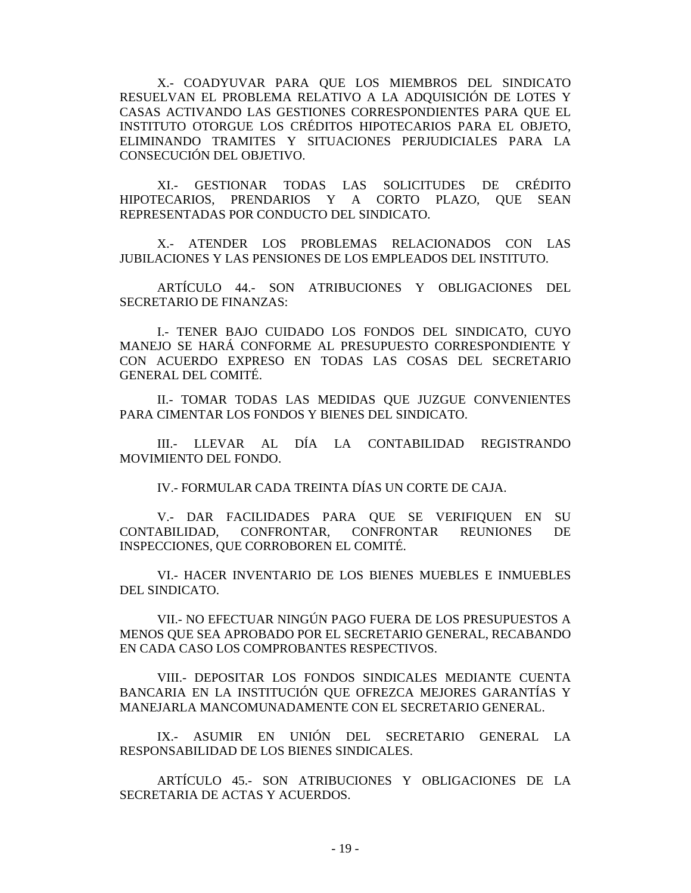X.- COADYUVAR PARA QUE LOS MIEMBROS DEL SINDICATO RESUELVAN EL PROBLEMA RELATIVO A LA ADQUISICIÓN DE LOTES Y CASAS ACTIVANDO LAS GESTIONES CORRESPONDIENTES PARA QUE EL INSTITUTO OTORGUE LOS CRÉDITOS HIPOTECARIOS PARA EL OBJETO, ELIMINANDO TRAMITES Y SITUACIONES PERJUDICIALES PARA LA CONSECUCIÓN DEL OBJETIVO.

XI.- GESTIONAR TODAS LAS SOLICITUDES DE CRÉDITO HIPOTECARIOS, PRENDARIOS Y A CORTO PLAZO, QUE SEAN REPRESENTADAS POR CONDUCTO DEL SINDICATO.

X.- ATENDER LOS PROBLEMAS RELACIONADOS CON LAS JUBILACIONES Y LAS PENSIONES DE LOS EMPLEADOS DEL INSTITUTO.

ARTÍCULO 44.- SON ATRIBUCIONES Y OBLIGACIONES DEL SECRETARIO DE FINANZAS:

I.- TENER BAJO CUIDADO LOS FONDOS DEL SINDICATO, CUYO MANEJO SE HARÁ CONFORME AL PRESUPUESTO CORRESPONDIENTE Y CON ACUERDO EXPRESO EN TODAS LAS COSAS DEL SECRETARIO GENERAL DEL COMITÉ.

II.- TOMAR TODAS LAS MEDIDAS QUE JUZGUE CONVENIENTES PARA CIMENTAR LOS FONDOS Y BIENES DEL SINDICATO.

III.- LLEVAR AL DÍA LA CONTABILIDAD REGISTRANDO MOVIMIENTO DEL FONDO.

IV.- FORMULAR CADA TREINTA DÍAS UN CORTE DE CAJA.

V.- DAR FACILIDADES PARA QUE SE VERIFIQUEN EN SU CONTABILIDAD, CONFRONTAR, CONFRONTAR REUNIONES DE INSPECCIONES, QUE CORROBOREN EL COMITÉ.

VI.- HACER INVENTARIO DE LOS BIENES MUEBLES E INMUEBLES DEL SINDICATO.

VII.- NO EFECTUAR NINGÚN PAGO FUERA DE LOS PRESUPUESTOS A MENOS QUE SEA APROBADO POR EL SECRETARIO GENERAL, RECABANDO EN CADA CASO LOS COMPROBANTES RESPECTIVOS.

VIII.- DEPOSITAR LOS FONDOS SINDICALES MEDIANTE CUENTA BANCARIA EN LA INSTITUCIÓN QUE OFREZCA MEJORES GARANTÍAS Y MANEJARLA MANCOMUNADAMENTE CON EL SECRETARIO GENERAL.

IX.- ASUMIR EN UNIÓN DEL SECRETARIO GENERAL LA RESPONSABILIDAD DE LOS BIENES SINDICALES.

ARTÍCULO 45.- SON ATRIBUCIONES Y OBLIGACIONES DE LA SECRETARIA DE ACTAS Y ACUERDOS.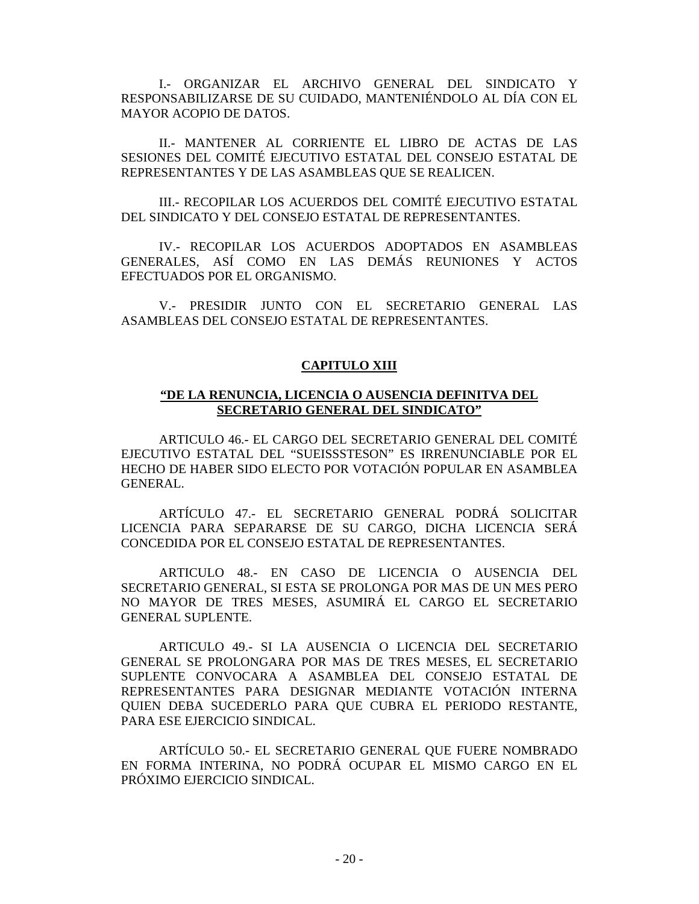I.- ORGANIZAR EL ARCHIVO GENERAL DEL SINDICATO Y RESPONSABILIZARSE DE SU CUIDADO, MANTENIÉNDOLO AL DÍA CON EL MAYOR ACOPIO DE DATOS.

II.- MANTENER AL CORRIENTE EL LIBRO DE ACTAS DE LAS SESIONES DEL COMITÉ EJECUTIVO ESTATAL DEL CONSEJO ESTATAL DE REPRESENTANTES Y DE LAS ASAMBLEAS QUE SE REALICEN.

III.- RECOPILAR LOS ACUERDOS DEL COMITÉ EJECUTIVO ESTATAL DEL SINDICATO Y DEL CONSEJO ESTATAL DE REPRESENTANTES.

IV.- RECOPILAR LOS ACUERDOS ADOPTADOS EN ASAMBLEAS GENERALES, ASÍ COMO EN LAS DEMÁS REUNIONES Y ACTOS EFECTUADOS POR EL ORGANISMO.

V.- PRESIDIR JUNTO CON EL SECRETARIO GENERAL LAS ASAMBLEAS DEL CONSEJO ESTATAL DE REPRESENTANTES.

## CAPITULO XIII

### "DE LA RENUNCIA, LICENCIA O AUSENCIA DEFINITVA DEL SECRETARIO GENERAL DEL SINDICATO"

ARTICULO 46.- EL CARGO DEL SECRETARIO GENERAL DEL COMITÉ EJECUTIVO ESTATAL DEL "SUEISSSTESON" ES IRRENUNCIABLE POR EL HECHO DE HABER SIDO ELECTO POR VOTACIÓN POPULAR EN ASAMBLEA GENERAL.

ARTÍCULO 47.- EL SECRETARIO GENERAL PODRÁ SOLICITAR LICENCIA PARA SEPARARSE DE SU CARGO, DICHA LICENCIA SERÁ CONCEDIDA POR EL CONSEJO ESTATAL DE REPRESENTANTES.

ARTICULO 48.- EN CASO DE LICENCIA O AUSENCIA DEL SECRETARIO GENERAL, SI ESTA SE PROLONGA POR MAS DE UN MES PERO NO MAYOR DE TRES MESES, ASUMIRÁ EL CARGO EL SECRETARIO GENERAL SUPLENTE.

ARTICULO 49.- SI LA AUSENCIA O LICENCIA DEL SECRETARIO GENERAL SE PROLONGARA POR MAS DE TRES MESES, EL SECRETARIO SUPLENTE CONVOCARA A ASAMBLEA DEL CONSEJO ESTATAL DE REPRESENTANTES PARA DESIGNAR MEDIANTE VOTACIÓN INTERNA QUIEN DEBA SUCEDERLO PARA QUE CUBRA EL PERIODO RESTANTE, PARA ESE EJERCICIO SINDICAL.

ARTÍCULO 50.- EL SECRETARIO GENERAL QUE FUERE NOMBRADO EN FORMA INTERINA, NO PODRÁ OCUPAR EL MISMO CARGO EN EL PRÓXIMO EJERCICIO SINDICAL.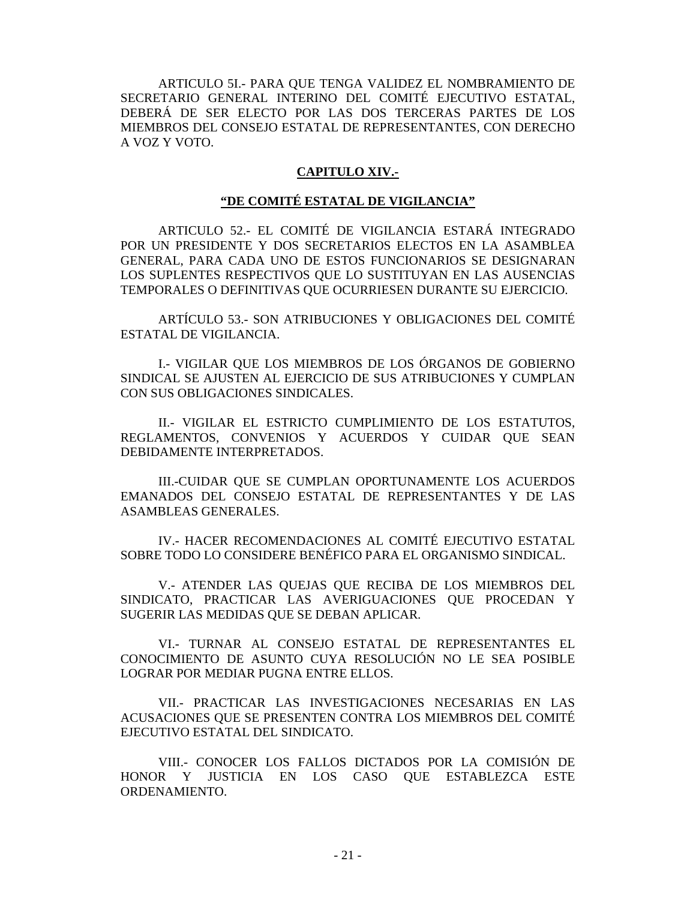ARTICULO 5I.- PARA QUE TENGA VALIDEZ EL NOMBRAMIENTO DE SECRETARIO GENERAL INTERINO DEL COMITÉ EJECUTIVO ESTATAL, DEBERÁ DE SER ELECTO POR LAS DOS TERCERAS PARTES DE LOS MIEMBROS DEL CONSEJO ESTATAL DE REPRESENTANTES, CON DERECHO A VOZ Y VOTO.

## CAPITULO XIV.-

## "DE COMITÉ ESTATAL DE VIGILANCIA"

ARTICULO 52.- EL COMITÉ DE VIGILANCIA ESTARÁ INTEGRADO POR UN PRESIDENTE Y DOS SECRETARIOS ELECTOS EN LA ASAMBLEA GENERAL, PARA CADA UNO DE ESTOS FUNCIONARIOS SE DESIGNARAN LOS SUPLENTES RESPECTIVOS QUE LO SUSTITUYAN EN LAS AUSENCIAS TEMPORALES O DEFINITIVAS QUE OCURRIESEN DURANTE SU EJERCICIO.

ARTÍCULO 53.- SON ATRIBUCIONES Y OBLIGACIONES DEL COMITÉ ESTATAL DE VIGILANCIA.

I.- VIGILAR QUE LOS MIEMBROS DE LOS ÓRGANOS DE GOBIERNO SINDICAL SE AJUSTEN AL EJERCICIO DE SUS ATRIBUCIONES Y CUMPLAN CON SUS OBLIGACIONES SINDICALES.

II.- VIGILAR EL ESTRICTO CUMPLIMIENTO DE LOS ESTATUTOS, REGLAMENTOS, CONVENIOS Y ACUERDOS Y CUIDAR QUE SEAN DEBIDAMENTE INTERPRETADOS.

III.-CUIDAR QUE SE CUMPLAN OPORTUNAMENTE LOS ACUERDOS EMANADOS DEL CONSEJO ESTATAL DE REPRESENTANTES Y DE LAS ASAMBLEAS GENERALES.

IV.- HACER RECOMENDACIONES AL COMITÉ EJECUTIVO ESTATAL SOBRE TODO LO CONSIDERE BENÉFICO PARA EL ORGANISMO SINDICAL.

V.- ATENDER LAS QUEJAS QUE RECIBA DE LOS MIEMBROS DEL SINDICATO, PRACTICAR LAS AVERIGUACIONES QUE PROCEDAN Y SUGERIR LAS MEDIDAS QUE SE DEBAN APLICAR.

VI.- TURNAR AL CONSEJO ESTATAL DE REPRESENTANTES EL CONOCIMIENTO DE ASUNTO CUYA RESOLUCIÓN NO LE SEA POSIBLE LOGRAR POR MEDIAR PUGNA ENTRE ELLOS.

VII.- PRACTICAR LAS INVESTIGACIONES NECESARIAS EN LAS ACUSACIONES QUE SE PRESENTEN CONTRA LOS MIEMBROS DEL COMITÉ EJECUTIVO ESTATAL DEL SINDICATO.

VIII.- CONOCER LOS FALLOS DICTADOS POR LA COMISIÓN DE HONOR Y JUSTICIA EN LOS CASO QUE ESTABLEZCA ESTE ORDENAMIENTO.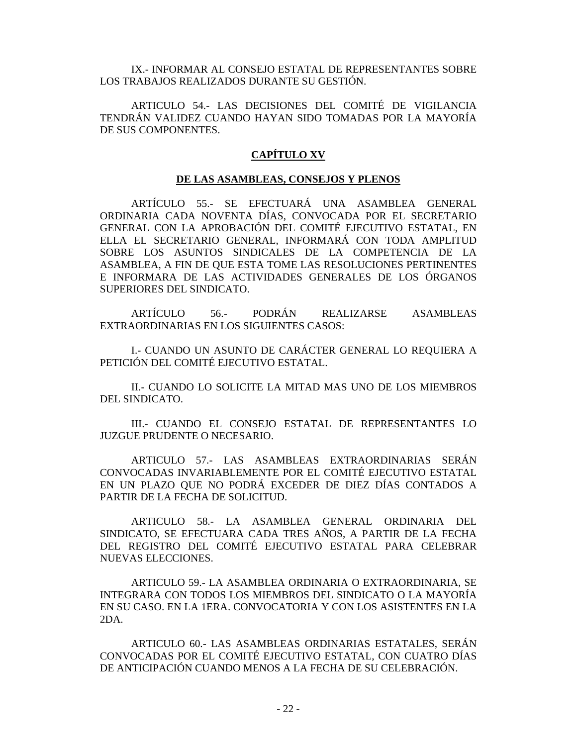IX.- INFORMAR AL CONSEJO ESTATAL DE REPRESENTANTES SOBRE LOS TRABAJOS REALIZADOS DURANTE SU GESTIÓN.

ARTICULO 54.- LAS DECISIONES DEL COMITÉ DE VIGILANCIA TENDRÁN VALIDEZ CUANDO HAYAN SIDO TOMADAS POR LA MAYORÍA DE SUS COMPONENTES.

## CAPÍTULO XV

### DE LAS ASAMBLEAS, CONSEJOS Y PLENOS

ARTÍCULO 55.- SE EFECTUARÁ UNA ASAMBLEA GENERAL ORDINARIA CADA NOVENTA DÍAS, CONVOCADA POR EL SECRETARIO GENERAL CON LA APROBACIÓN DEL COMITÉ EJECUTIVO ESTATAL, EN ELLA EL SECRETARIO GENERAL, INFORMARÁ CON TODA AMPLITUD SOBRE LOS ASUNTOS SINDICALES DE LA COMPETENCIA DE LA ASAMBLEA, A FIN DE QUE ESTA TOME LAS RESOLUCIONES PERTINENTES E INFORMARA DE LAS ACTIVIDADES GENERALES DE LOS ÓRGANOS SUPERIORES DEL SINDICATO.

ARTÍCULO 56.- PODRÁN REALIZARSE ASAMBLEAS EXTRAORDINARIAS EN LOS SIGUIENTES CASOS:

I.- CUANDO UN ASUNTO DE CARÁCTER GENERAL LO REQUIERA A PETICIÓN DEL COMITÉ EJECUTIVO ESTATAL.

II.- CUANDO LO SOLICITE LA MITAD MAS UNO DE LOS MIEMBROS DEL SINDICATO.

III.- CUANDO EL CONSEJO ESTATAL DE REPRESENTANTES LO JUZGUE PRUDENTE O NECESARIO.

ARTICULO 57.- LAS ASAMBLEAS EXTRAORDINARIAS SERÁN CONVOCADAS INVARIABLEMENTE POR EL COMITÉ EJECUTIVO ESTATAL EN UN PLAZO QUE NO PODRÁ EXCEDER DE DIEZ DÍAS CONTADOS A PARTIR DE LA FECHA DE SOLICITUD.

ARTICULO 58.- LA ASAMBLEA GENERAL ORDINARIA DEL SINDICATO, SE EFECTUARA CADA TRES AÑOS, A PARTIR DE LA FECHA DEL REGISTRO DEL COMITÉ EJECUTIVO ESTATAL PARA CELEBRAR NUEVAS ELECCIONES.

ARTICULO 59.- LA ASAMBLEA ORDINARIA O EXTRAORDINARIA, SE INTEGRARA CON TODOS LOS MIEMBROS DEL SINDICATO O LA MAYORÍA EN SU CASO. EN LA 1ERA. CONVOCATORIA Y CON LOS ASISTENTES EN LA 2DA.

ARTICULO 60.- LAS ASAMBLEAS ORDINARIAS ESTATALES, SERÁN CONVOCADAS POR EL COMITÉ EJECUTIVO ESTATAL, CON CUATRO DÍAS DE ANTICIPACIÓN CUANDO MENOS A LA FECHA DE SU CELEBRACIÓN.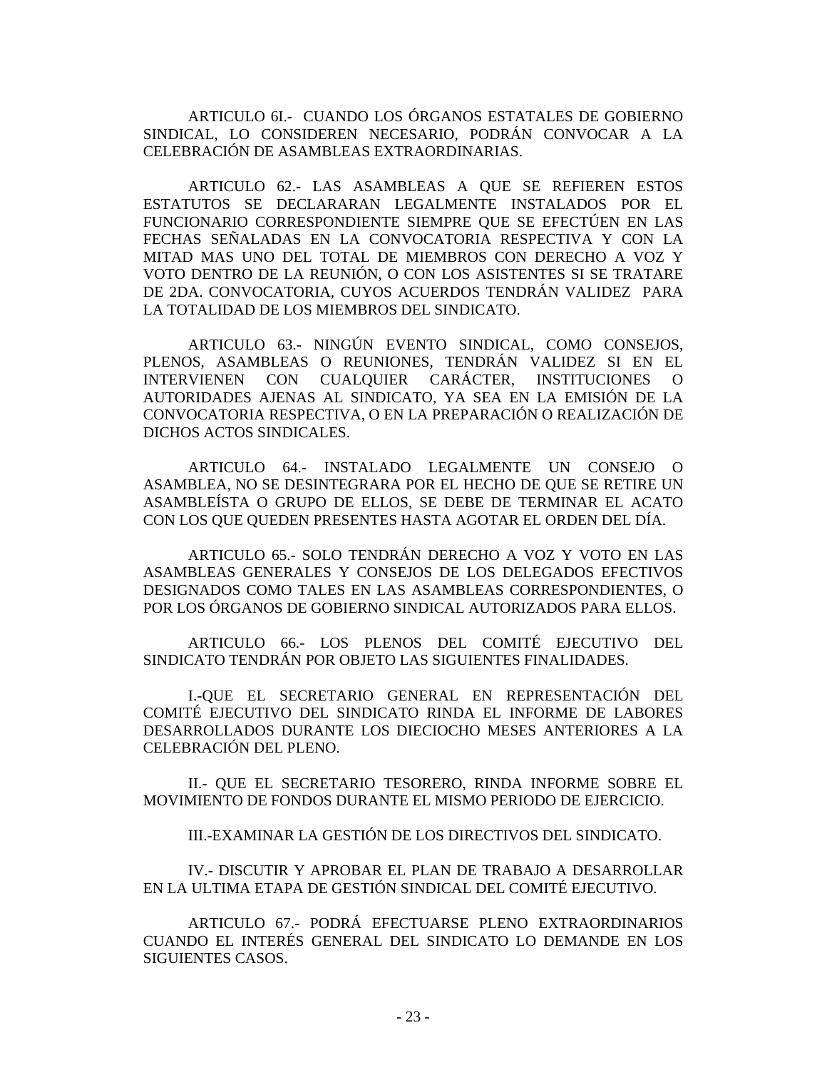ARTICULO 6I.- CUANDO LOS ÓRGANOS ESTATALES DE GOBIERNO SINDICAL, LO CONSIDEREN NECESARIO, PODRÁN CONVOCAR A LA CELEBRACIÓN DE ASAMBLEAS EXTRAORDINARIAS.

ARTICULO 62.- LAS ASAMBLEAS A QUE SE REFIEREN ESTOS ESTATUTOS SE DECLARARAN LEGALMENTE INSTALADOS POR EL FUNCIONARIO CORRESPONDIENTE SIEMPRE QUE SE EFECTÚEN EN LAS FECHAS SEÑALADAS EN LA CONVOCATORIA RESPECTIVA Y CON LA MITAD MAS UNO DEL TOTAL DE MIEMBROS CON DERECHO A VOZ Y VOTO DENTRO DE LA REUNIÓN, O CON LOS ASISTENTES SI SE TRATARE DE 2DA. CONVOCATORIA, CUYOS ACUERDOS TENDRÁN VALIDEZ PARA LA TOTALIDAD DE LOS MIEMBROS DEL SINDICATO.

ARTICULO 63.- NINGÚN EVENTO SINDICAL, COMO CONSEJOS, PLENOS, ASAMBLEAS O REUNIONES, TENDRÁN VALIDEZ SI EN EL INTERVIENEN CON CUALQUIER CARÁCTER, INSTITUCIONES O AUTORIDADES AJENAS AL SINDICATO, YA SEA EN LA EMISIÓN DE LA CONVOCATORIA RESPECTIVA, O EN LA PREPARACIÓN O REALIZACIÓN DE DICHOS ACTOS SINDICALES.

ARTICULO 64.- INSTALADO LEGALMENTE UN CONSEJO O ASAMBLEA, NO SE DESINTEGRARA POR EL HECHO DE QUE SE RETIRE UN ASAMBLEÍSTA O GRUPO DE ELLOS, SE DEBE DE TERMINAR EL ACATO CON LOS QUE QUEDEN PRESENTES HASTA AGOTAR EL ORDEN DEL DÍA.

ARTICULO 65.- SOLO TENDRÁN DERECHO A VOZ Y VOTO EN LAS ASAMBLEAS GENERALES Y CONSEJOS DE LOS DELEGADOS EFECTIVOS DESIGNADOS COMO TALES EN LAS ASAMBLEAS CORRESPONDIENTES, O POR LOS ÓRGANOS DE GOBIERNO SINDICAL AUTORIZADOS PARA ELLOS.

ARTICULO 66.- LOS PLENOS DEL COMITÉ EJECUTIVO DEL SINDICATO TENDRÁN POR OBJETO LAS SIGUIENTES FINALIDADES.

I.-QUE EL SECRETARIO GENERAL EN REPRESENTACIÓN DEL COMITÉ EJECUTIVO DEL SINDICATO RINDA EL INFORME DE LABORES DESARROLLADOS DURANTE LOS DIECIOCHO MESES ANTERIORES A LA CELEBRACIÓN DEL PLENO.

II.- QUE EL SECRETARIO TESORERO, RINDA INFORME SOBRE EL MOVIMIENTO DE FONDOS DURANTE EL MISMO PERIODO DE EJERCICIO.

III.-EXAMINAR LA GESTIÓN DE LOS DIRECTIVOS DEL SINDICATO.

IV.- DISCUTIR Y APROBAR EL PLAN DE TRABAJO A DESARROLLAR EN LA ULTIMA ETAPA DE GESTIÓN SINDICAL DEL COMITÉ EJECUTIVO.

ARTICULO 67.- PODRÁ EFECTUARSE PLENO EXTRAORDINARIOS CUANDO EL INTERÉS GENERAL DEL SINDICATO LO DEMANDE EN LOS SIGUIENTES CASOS.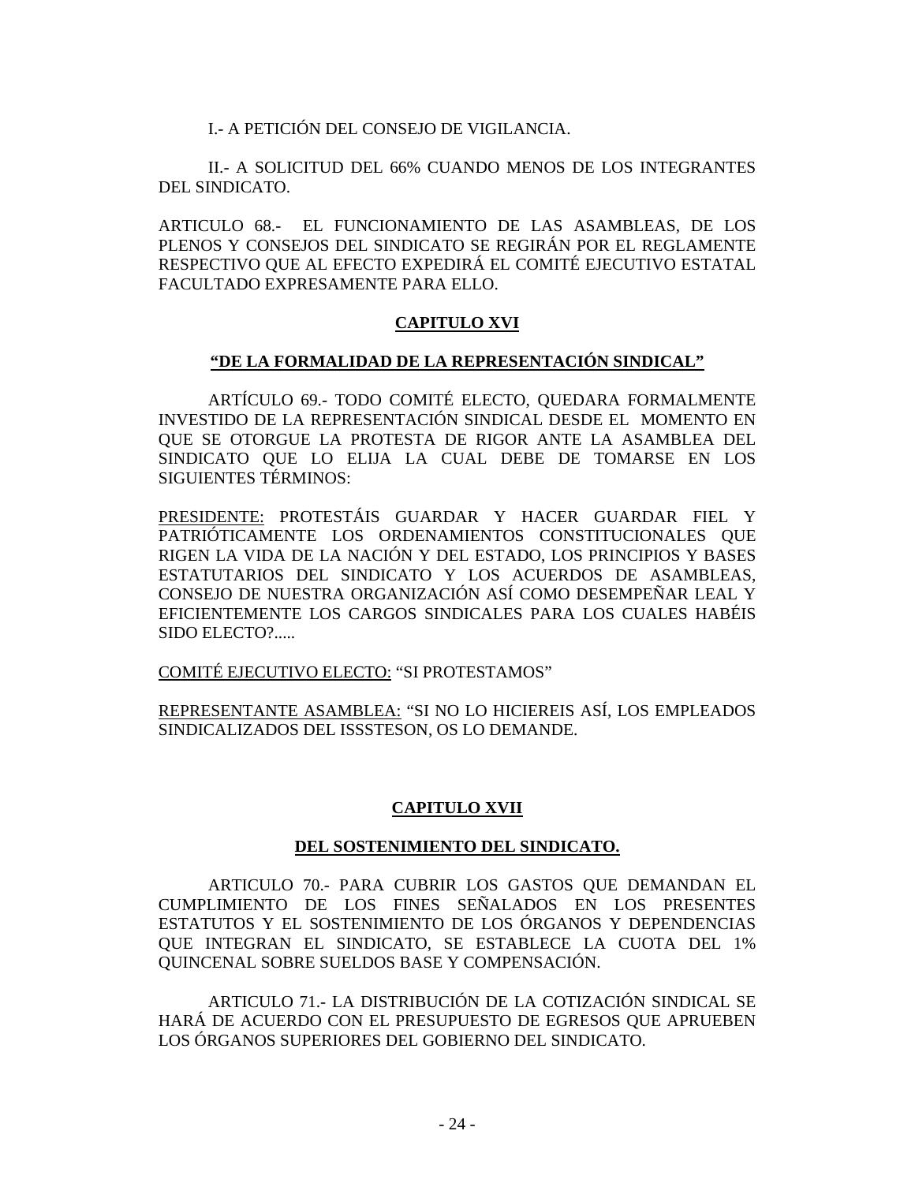I.- A PETICIÓN DEL CONSEJO DE VIGILANCIA.

II.- A SOLICITUD DEL 66% CUANDO MENOS DE LOS INTEGRANTES DEL SINDICATO.

ARTICULO 68.- EL FUNCIONAMIENTO DE LAS ASAMBLEAS, DE LOS PLENOS Y CONSEJOS DEL SINDICATO SE REGIRÁN POR EL REGLAMENTE RESPECTIVO QUE AL EFECTO EXPEDIRÁ EL COMITÉ EJECUTIVO ESTATAL FACULTADO EXPRESAMENTE PARA ELLO.

## CAPITULO XVI

### "DE LA FORMALIDAD DE LA REPRESENTACIÓN SINDICAL"

ARTÍCULO 69.- TODO COMITÉ ELECTO, QUEDARA FORMALMENTE INVESTIDO DE LA REPRESENTACIÓN SINDICAL DESDE EL MOMENTO EN QUE SE OTORGUE LA PROTESTA DE RIGOR ANTE LA ASAMBLEA DEL SINDICATO QUE LO ELIJA LA CUAL DEBE DE TOMARSE EN LOS SIGUIENTES TÉRMINOS:

PRESIDENTE: PROTESTÁIS GUARDAR Y HACER GUARDAR FIEL Y PATRIÓTICAMENTE LOS ORDENAMIENTOS CONSTITUCIONALES QUE RIGEN LA VIDA DE LA NACIÓN Y DEL ESTADO, LOS PRINCIPIOS Y BASES ESTATUTARIOS DEL SINDICATO Y LOS ACUERDOS DE ASAMBLEAS, CONSEJO DE NUESTRA ORGANIZACIÓN ASÍ COMO DESEMPEÑAR LEAL Y EFICIENTEMENTE LOS CARGOS SINDICALES PARA LOS CUALES HABÉIS SIDO ELECTO?.....

COMITÉ EJECUTIVO ELECTO: "SI PROTESTAMOS"

REPRESENTANTE ASAMBLEA: "SI NO LO HICIEREIS ASÍ, LOS EMPLEADOS SINDICALIZADOS DEL ISSSTESON, OS LO DEMANDE.

## CAPITULO XVII

### DEL SOSTENIMIENTO DEL SINDICATO.

ARTICULO 70.- PARA CUBRIR LOS GASTOS QUE DEMANDAN EL CUMPLIMIENTO DE LOS FINES SEÑALADOS EN LOS PRESENTES ESTATUTOS Y EL SOSTENIMIENTO DE LOS ÓRGANOS Y DEPENDENCIAS QUE INTEGRAN EL SINDICATO, SE ESTABLECE LA CUOTA DEL 1% QUINCENAL SOBRE SUELDOS BASE Y COMPENSACIÓN.

ARTICULO 71.- LA DISTRIBUCIÓN DE LA COTIZACIÓN SINDICAL SE HARÁ DE ACUERDO CON EL PRESUPUESTO DE EGRESOS QUE APRUEBEN LOS ÓRGANOS SUPERIORES DEL GOBIERNO DEL SINDICATO.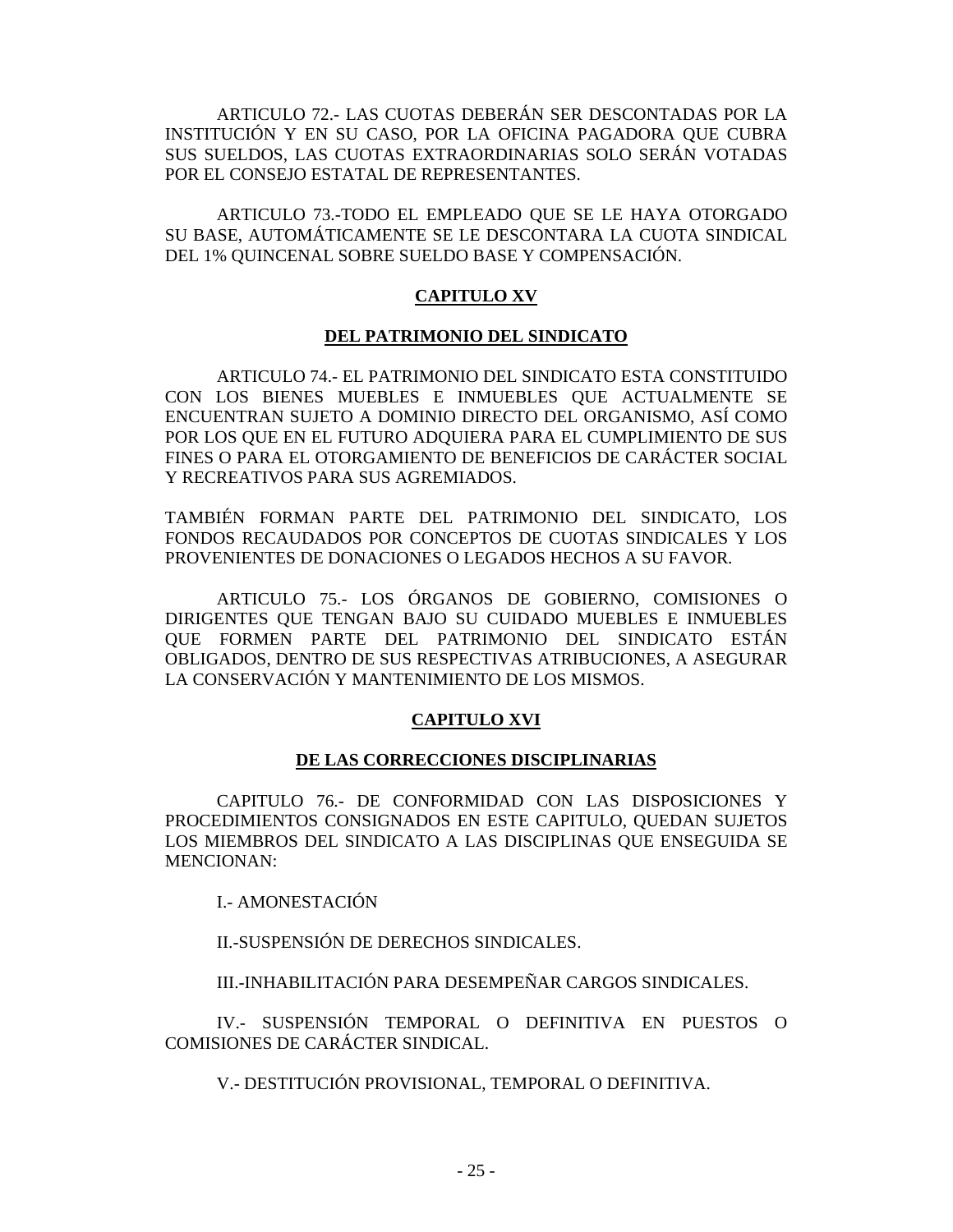ARTICULO 72.- LAS CUOTAS DEBERÁN SER DESCONTADAS POR LA INSTITUCIÓN Y EN SU CASO, POR LA OFICINA PAGADORA QUE CUBRA SUS SUELDOS, LAS CUOTAS EXTRAORDINARIAS SOLO SERÁN VOTADAS POR EL CONSEJO ESTATAL DE REPRESENTANTES.

ARTICULO 73.-TODO EL EMPLEADO QUE SE LE HAYA OTORGADO SU BASE, AUTOMÁTICAMENTE SE LE DESCONTARA LA CUOTA SINDICAL DEL 1% QUINCENAL SOBRE SUELDO BASE Y COMPENSACIÓN.

## CAPITULO XV

## DEL PATRIMONIO DEL SINDICATO

ARTICULO 74.- EL PATRIMONIO DEL SINDICATO ESTA CONSTITUIDO CON LOS BIENES MUEBLES E INMUEBLES QUE ACTUALMENTE SE ENCUENTRAN SUJETO A DOMINIO DIRECTO DEL ORGANISMO, ASÍ COMO POR LOS QUE EN EL FUTURO ADQUIERA PARA EL CUMPLIMIENTO DE SUS FINES O PARA EL OTORGAMIENTO DE BENEFICIOS DE CARÁCTER SOCIAL Y RECREATIVOS PARA SUS AGREMIADOS.

TAMBIÉN FORMAN PARTE DEL PATRIMONIO DEL SINDICATO, LOS FONDOS RECAUDADOS POR CONCEPTOS DE CUOTAS SINDICALES Y LOS PROVENIENTES DE DONACIONES O LEGADOS HECHOS A SU FAVOR.

ARTICULO 75.- LOS ÓRGANOS DE GOBIERNO, COMISIONES O DIRIGENTES QUE TENGAN BAJO SU CUIDADO MUEBLES E INMUEBLES QUE FORMEN PARTE DEL PATRIMONIO DEL SINDICATO ESTÁN OBLIGADOS, DENTRO DE SUS RESPECTIVAS ATRIBUCIONES, A ASEGURAR LA CONSERVACIÓN Y MANTENIMIENTO DE LOS MISMOS.

## CAPITULO XVI

## DE LAS CORRECCIONES DISCIPLINARIAS

CAPITULO 76.- DE CONFORMIDAD CON LAS DISPOSICIONES Y PROCEDIMIENTOS CONSIGNADOS EN ESTE CAPITULO, QUEDAN SUJETOS LOS MIEMBROS DEL SINDICATO A LAS DISCIPLINAS QUE ENSEGUIDA SE MENCIONAN:

I.- AMONESTACIÓN

II.-SUSPENSIÓN DE DERECHOS SINDICALES.

III.-INHABILITACIÓN PARA DESEMPEÑAR CARGOS SINDICALES.

IV.- SUSPENSIÓN TEMPORAL O DEFINITIVA EN PUESTOS O COMISIONES DE CARÁCTER SINDICAL.

V.- DESTITUCIÓN PROVISIONAL, TEMPORAL O DEFINITIVA.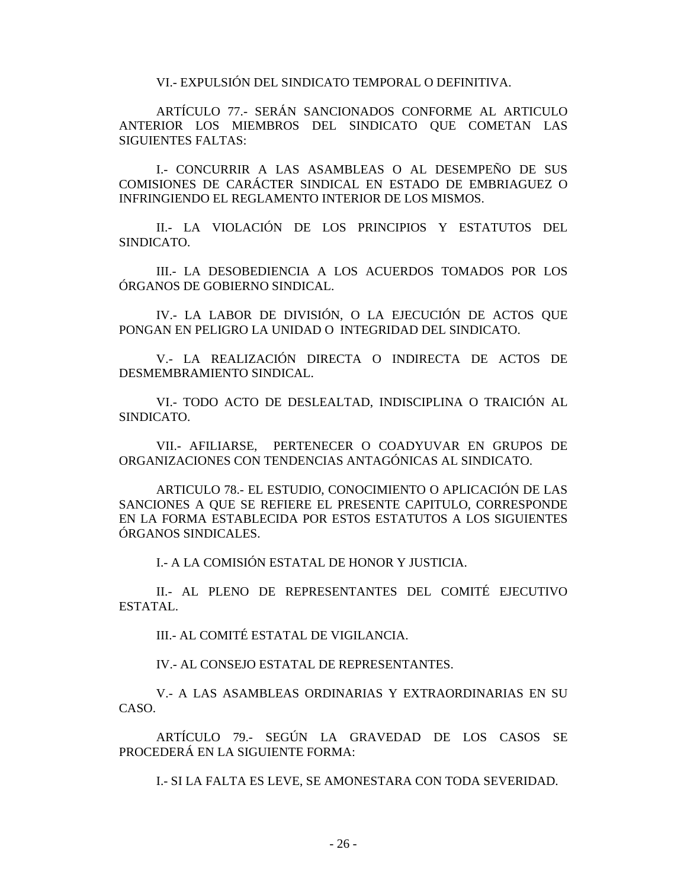VI.- EXPULSIÓN DEL SINDICATO TEMPORAL O DEFINITIVA.

ARTÍCULO 77.- SERÁN SANCIONADOS CONFORME AL ARTICULO ANTERIOR LOS MIEMBROS DEL SINDICATO QUE COMETAN LAS SIGUIENTES FALTAS:

I.- CONCURRIR A LAS ASAMBLEAS O AL DESEMPEÑO DE SUS COMISIONES DE CARÁCTER SINDICAL EN ESTADO DE EMBRIAGUEZ O INFRINGIENDO EL REGLAMENTO INTERIOR DE LOS MISMOS.

II.- LA VIOLACIÓN DE LOS PRINCIPIOS Y ESTATUTOS DEL SINDICATO.

III.- LA DESOBEDIENCIA A LOS ACUERDOS TOMADOS POR LOS ÓRGANOS DE GOBIERNO SINDICAL.

IV.- LA LABOR DE DIVISIÓN, O LA EJECUCIÓN DE ACTOS QUE PONGAN EN PELIGRO LA UNIDAD O INTEGRIDAD DEL SINDICATO.

V.- LA REALIZACIÓN DIRECTA O INDIRECTA DE ACTOS DE DESMEMBRAMIENTO SINDICAL.

VI.- TODO ACTO DE DESLEALTAD, INDISCIPLINA O TRAICIÓN AL SINDICATO.

VII.- AFILIARSE, PERTENECER O COADYUVAR EN GRUPOS DE ORGANIZACIONES CON TENDENCIAS ANTAGÓNICAS AL SINDICATO.

ARTICULO 78.- EL ESTUDIO, CONOCIMIENTO O APLICACIÓN DE LAS SANCIONES A QUE SE REFIERE EL PRESENTE CAPITULO, CORRESPONDE EN LA FORMA ESTABLECIDA POR ESTOS ESTATUTOS A LOS SIGUIENTES ÓRGANOS SINDICALES.

I.- A LA COMISIÓN ESTATAL DE HONOR Y JUSTICIA.

II.- AL PLENO DE REPRESENTANTES DEL COMITÉ EJECUTIVO ESTATAL.

III.- AL COMITÉ ESTATAL DE VIGILANCIA.

IV.- AL CONSEJO ESTATAL DE REPRESENTANTES.

V.- A LAS ASAMBLEAS ORDINARIAS Y EXTRAORDINARIAS EN SU CASO.

ARTÍCULO 79.- SEGÚN LA GRAVEDAD DE LOS CASOS SE PROCEDERÁ EN LA SIGUIENTE FORMA:

I.- SI LA FALTA ES LEVE, SE AMONESTARA CON TODA SEVERIDAD.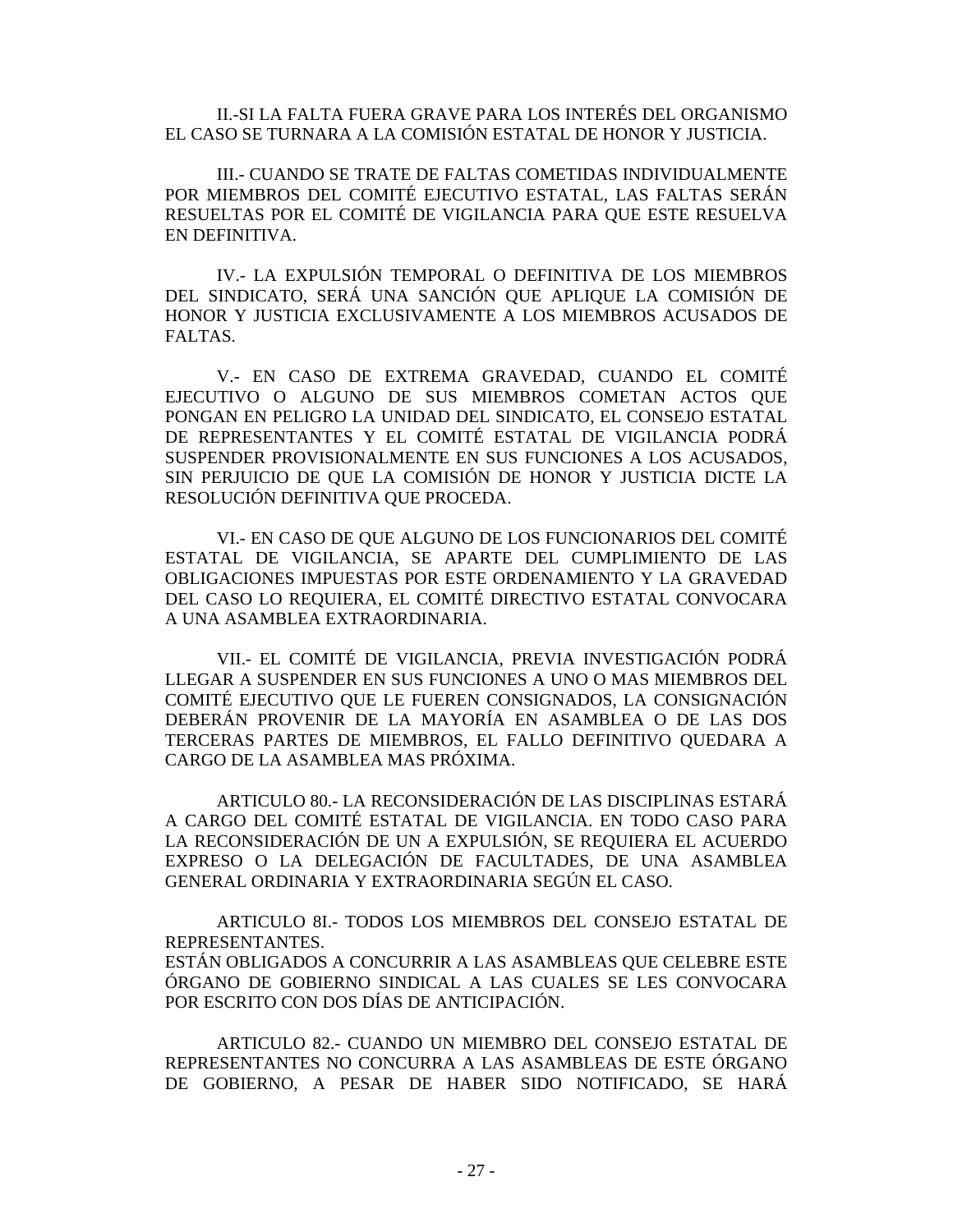II.-SI LA FALTA FUERA GRAVE PARA LOS INTERÉS DEL ORGANISMO EL CASO SE TURNARA A LA COMISIÓN ESTATAL DE HONOR Y JUSTICIA.

III.- CUANDO SE TRATE DE FALTAS COMETIDAS INDIVIDUALMENTE POR MIEMBROS DEL COMITÉ EJECUTIVO ESTATAL, LAS FALTAS SERÁN RESUELTAS POR EL COMITÉ DE VIGILANCIA PARA QUE ESTE RESUELVA EN DEFINITIVA.

IV.- LA EXPULSIÓN TEMPORAL O DEFINITIVA DE LOS MIEMBROS DEL SINDICATO, SERÁ UNA SANCIÓN QUE APLIQUE LA COMISIÓN DE HONOR Y JUSTICIA EXCLUSIVAMENTE A LOS MIEMBROS ACUSADOS DE FALTAS.

V.- EN CASO DE EXTREMA GRAVEDAD, CUANDO EL COMITÉ EJECUTIVO O ALGUNO DE SUS MIEMBROS COMETAN ACTOS QUE PONGAN EN PELIGRO LA UNIDAD DEL SINDICATO, EL CONSEJO ESTATAL DE REPRESENTANTES Y EL COMITÉ ESTATAL DE VIGILANCIA PODRÁ SUSPENDER PROVISIONALMENTE EN SUS FUNCIONES A LOS ACUSADOS, SIN PERJUICIO DE QUE LA COMISIÓN DE HONOR Y JUSTICIA DICTE LA RESOLUCIÓN DEFINITIVA QUE PROCEDA.

VI.- EN CASO DE QUE ALGUNO DE LOS FUNCIONARIOS DEL COMITÉ ESTATAL DE VIGILANCIA, SE APARTE DEL CUMPLIMIENTO DE LAS OBLIGACIONES IMPUESTAS POR ESTE ORDENAMIENTO Y LA GRAVEDAD DEL CASO LO REQUIERA, EL COMITÉ DIRECTIVO ESTATAL CONVOCARA A UNA ASAMBLEA EXTRAORDINARIA.

VII.- EL COMITÉ DE VIGILANCIA, PREVIA INVESTIGACIÓN PODRÁ LLEGAR A SUSPENDER EN SUS FUNCIONES A UNO O MAS MIEMBROS DEL COMITÉ EJECUTIVO QUE LE FUEREN CONSIGNADOS, LA CONSIGNACIÓN DEBERÁN PROVENIR DE LA MAYORÍA EN ASAMBLEA O DE LAS DOS TERCERAS PARTES DE MIEMBROS, EL FALLO DEFINITIVO QUEDARA A CARGO DE LA ASAMBLEA MAS PRÓXIMA.

ARTICULO 80.- LA RECONSIDERACIÓN DE LAS DISCIPLINAS ESTARÁ A CARGO DEL COMITÉ ESTATAL DE VIGILANCIA. EN TODO CASO PARA LA RECONSIDERACIÓN DE UN A EXPULSIÓN, SE REQUIERA EL ACUERDO EXPRESO O LA DELEGACIÓN DE FACULTADES, DE UNA ASAMBLEA GENERAL ORDINARIA Y EXTRAORDINARIA SEGÚN EL CASO.

ARTICULO 8I.- TODOS LOS MIEMBROS DEL CONSEJO ESTATAL DE REPRESENTANTES.
ESTÁN OBLIGADOS A CONCURRIR A LAS ASAMBLEAS QUE CELEBRE ESTE ÓRGANO DE GOBIERNO SINDICAL A LAS CUALES SE LES CONVOCARA POR ESCRITO CON DOS DÍAS DE ANTICIPACIÓN.

ARTICULO 82.- CUANDO UN MIEMBRO DEL CONSEJO ESTATAL DE REPRESENTANTES NO CONCURRA A LAS ASAMBLEAS DE ESTE ÓRGANO DE GOBIERNO, A PESAR DE HABER SIDO NOTIFICADO, SE HARÁ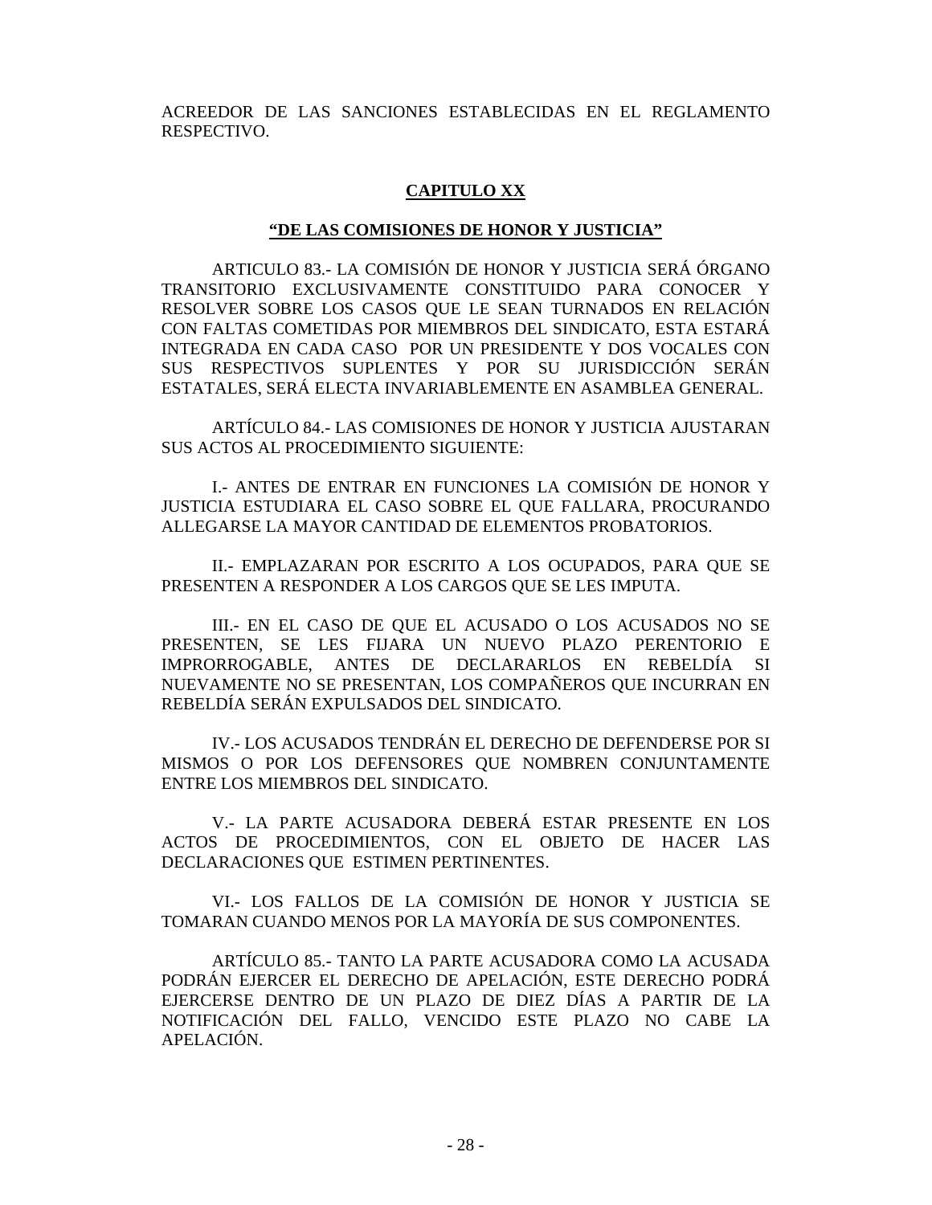ACREEDOR DE LAS SANCIONES ESTABLECIDAS EN EL REGLAMENTO RESPECTIVO.

## CAPITULO XX

### "DE LAS COMISIONES DE HONOR Y JUSTICIA"

ARTICULO 83.- LA COMISIÓN DE HONOR Y JUSTICIA SERÁ ÓRGANO TRANSITORIO EXCLUSIVAMENTE CONSTITUIDO PARA CONOCER Y RESOLVER SOBRE LOS CASOS QUE LE SEAN TURNADOS EN RELACIÓN CON FALTAS COMETIDAS POR MIEMBROS DEL SINDICATO, ESTA ESTARÁ INTEGRADA EN CADA CASO POR UN PRESIDENTE Y DOS VOCALES CON SUS RESPECTIVOS SUPLENTES Y POR SU JURISDICCIÓN SERÁN ESTATALES, SERÁ ELECTA INVARIABLEMENTE EN ASAMBLEA GENERAL.

ARTÍCULO 84.- LAS COMISIONES DE HONOR Y JUSTICIA AJUSTARAN SUS ACTOS AL PROCEDIMIENTO SIGUIENTE:

I.- ANTES DE ENTRAR EN FUNCIONES LA COMISIÓN DE HONOR Y JUSTICIA ESTUDIARA EL CASO SOBRE EL QUE FALLARA, PROCURANDO ALLEGARSE LA MAYOR CANTIDAD DE ELEMENTOS PROBATORIOS.

II.- EMPLAZARAN POR ESCRITO A LOS OCUPADOS, PARA QUE SE PRESENTEN A RESPONDER A LOS CARGOS QUE SE LES IMPUTA.

III.- EN EL CASO DE QUE EL ACUSADO O LOS ACUSADOS NO SE PRESENTEN, SE LES FIJARA UN NUEVO PLAZO PERENTORIO E IMPRORROGABLE, ANTES DE DECLARARLOS EN REBELDÍA SI NUEVAMENTE NO SE PRESENTAN, LOS COMPAÑEROS QUE INCURRAN EN REBELDÍA SERÁN EXPULSADOS DEL SINDICATO.

IV.- LOS ACUSADOS TENDRÁN EL DERECHO DE DEFENDERSE POR SI MISMOS O POR LOS DEFENSORES QUE NOMBREN CONJUNTAMENTE ENTRE LOS MIEMBROS DEL SINDICATO.

V.- LA PARTE ACUSADORA DEBERÁ ESTAR PRESENTE EN LOS ACTOS DE PROCEDIMIENTOS, CON EL OBJETO DE HACER LAS DECLARACIONES QUE ESTIMEN PERTINENTES.

VI.- LOS FALLOS DE LA COMISIÓN DE HONOR Y JUSTICIA SE TOMARAN CUANDO MENOS POR LA MAYORÍA DE SUS COMPONENTES.

ARTÍCULO 85.- TANTO LA PARTE ACUSADORA COMO LA ACUSADA PODRÁN EJERCER EL DERECHO DE APELACIÓN, ESTE DERECHO PODRÁ EJERCERSE DENTRO DE UN PLAZO DE DIEZ DÍAS A PARTIR DE LA NOTIFICACIÓN DEL FALLO, VENCIDO ESTE PLAZO NO CABE LA APELACIÓN.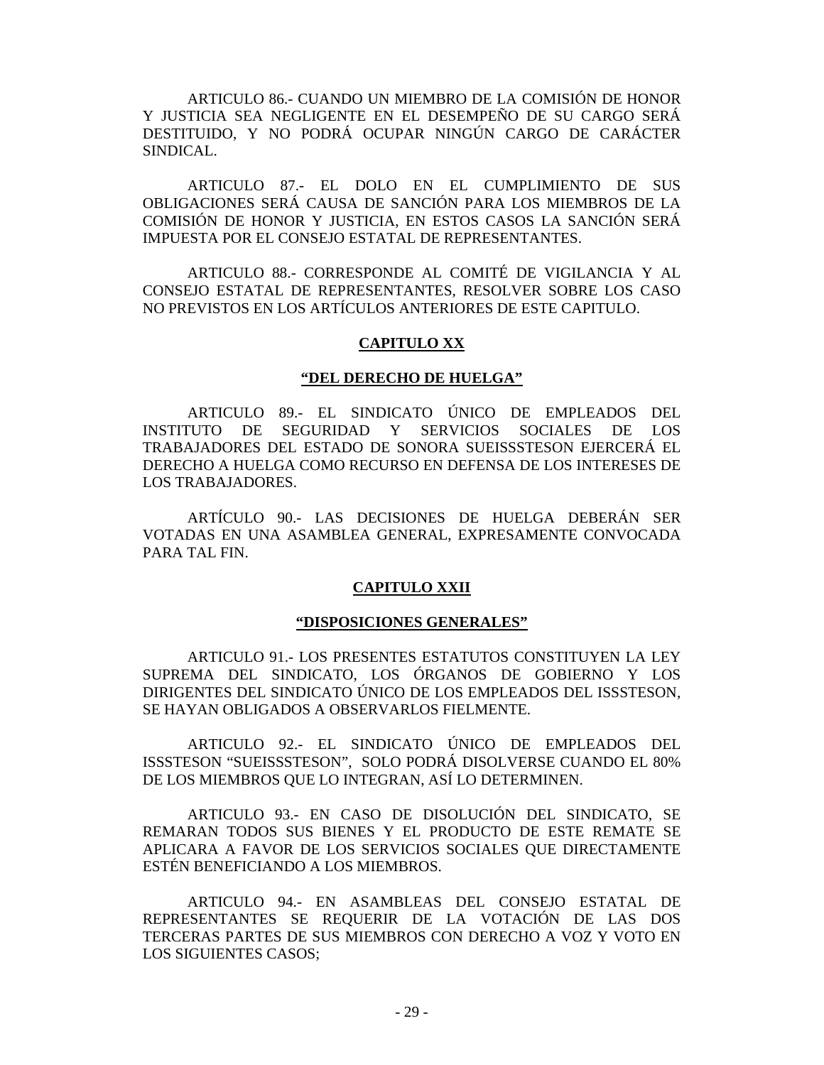ARTICULO 86.- CUANDO UN MIEMBRO DE LA COMISIÓN DE HONOR Y JUSTICIA SEA NEGLIGENTE EN EL DESEMPEÑO DE SU CARGO SERÁ DESTITUIDO, Y NO PODRÁ OCUPAR NINGÚN CARGO DE CARÁCTER SINDICAL.

ARTICULO 87.- EL DOLO EN EL CUMPLIMIENTO DE SUS OBLIGACIONES SERÁ CAUSA DE SANCIÓN PARA LOS MIEMBROS DE LA COMISIÓN DE HONOR Y JUSTICIA, EN ESTOS CASOS LA SANCIÓN SERÁ IMPUESTA POR EL CONSEJO ESTATAL DE REPRESENTANTES.

ARTICULO 88.- CORRESPONDE AL COMITÉ DE VIGILANCIA Y AL CONSEJO ESTATAL DE REPRESENTANTES, RESOLVER SOBRE LOS CASO NO PREVISTOS EN LOS ARTÍCULOS ANTERIORES DE ESTE CAPITULO.

## CAPITULO XX

### "DEL DERECHO DE HUELGA"

ARTICULO 89.- EL SINDICATO ÚNICO DE EMPLEADOS DEL INSTITUTO DE SEGURIDAD Y SERVICIOS SOCIALES DE LOS TRABAJADORES DEL ESTADO DE SONORA SUEISSSTESON EJERCERÁ EL DERECHO A HUELGA COMO RECURSO EN DEFENSA DE LOS INTERESES DE LOS TRABAJADORES.

ARTÍCULO 90.- LAS DECISIONES DE HUELGA DEBERÁN SER VOTADAS EN UNA ASAMBLEA GENERAL, EXPRESAMENTE CONVOCADA PARA TAL FIN.

## CAPITULO XXII

### "DISPOSICIONES GENERALES"

ARTICULO 91.- LOS PRESENTES ESTATUTOS CONSTITUYEN LA LEY SUPREMA DEL SINDICATO, LOS ÓRGANOS DE GOBIERNO Y LOS DIRIGENTES DEL SINDICATO ÚNICO DE LOS EMPLEADOS DEL ISSSTESON, SE HAYAN OBLIGADOS A OBSERVARLOS FIELMENTE.

ARTICULO 92.- EL SINDICATO ÚNICO DE EMPLEADOS DEL ISSSTESON "SUEISSSTESON", SOLO PODRÁ DISOLVERSE CUANDO EL 80% DE LOS MIEMBROS QUE LO INTEGRAN, ASÍ LO DETERMINEN.

ARTICULO 93.- EN CASO DE DISOLUCIÓN DEL SINDICATO, SE REMARAN TODOS SUS BIENES Y EL PRODUCTO DE ESTE REMATE SE APLICARA A FAVOR DE LOS SERVICIOS SOCIALES QUE DIRECTAMENTE ESTÉN BENEFICIANDO A LOS MIEMBROS.

ARTICULO 94.- EN ASAMBLEAS DEL CONSEJO ESTATAL DE REPRESENTANTES SE REQUERIR DE LA VOTACIÓN DE LAS DOS TERCERAS PARTES DE SUS MIEMBROS CON DERECHO A VOZ Y VOTO EN LOS SIGUIENTES CASOS;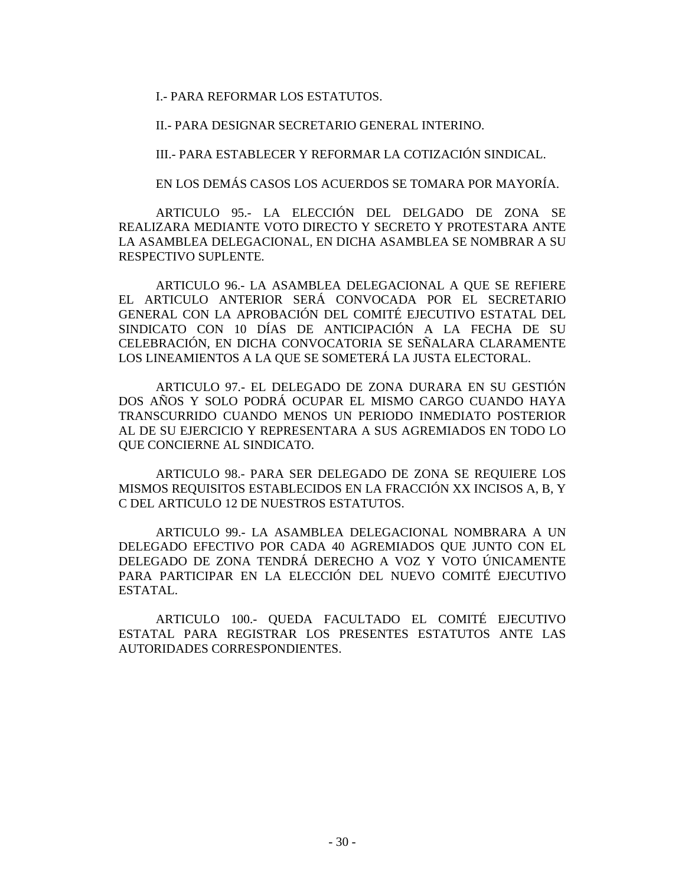I.- PARA REFORMAR LOS ESTATUTOS.

II.- PARA DESIGNAR SECRETARIO GENERAL INTERINO.

III.- PARA ESTABLECER Y REFORMAR LA COTIZACIÓN SINDICAL.

EN LOS DEMÁS CASOS LOS ACUERDOS SE TOMARA POR MAYORÍA.

ARTICULO 95.- LA ELECCIÓN DEL DELGADO DE ZONA SE REALIZARA MEDIANTE VOTO DIRECTO Y SECRETO Y PROTESTARA ANTE LA ASAMBLEA DELEGACIONAL, EN DICHA ASAMBLEA SE NOMBRAR A SU RESPECTIVO SUPLENTE.

ARTICULO 96.- LA ASAMBLEA DELEGACIONAL A QUE SE REFIERE EL ARTICULO ANTERIOR SERÁ CONVOCADA POR EL SECRETARIO GENERAL CON LA APROBACIÓN DEL COMITÉ EJECUTIVO ESTATAL DEL SINDICATO CON 10 DÍAS DE ANTICIPACIÓN A LA FECHA DE SU CELEBRACIÓN, EN DICHA CONVOCATORIA SE SEÑALARA CLARAMENTE LOS LINEAMIENTOS A LA QUE SE SOMETERÁ LA JUSTA ELECTORAL.

ARTICULO 97.- EL DELEGADO DE ZONA DURARA EN SU GESTIÓN DOS AÑOS Y SOLO PODRÁ OCUPAR EL MISMO CARGO CUANDO HAYA TRANSCURRIDO CUANDO MENOS UN PERIODO INMEDIATO POSTERIOR AL DE SU EJERCICIO Y REPRESENTARA A SUS AGREMIADOS EN TODO LO QUE CONCIERNE AL SINDICATO.

ARTICULO 98.- PARA SER DELEGADO DE ZONA SE REQUIERE LOS MISMOS REQUISITOS ESTABLECIDOS EN LA FRACCIÓN XX INCISOS A, B, Y C DEL ARTICULO 12 DE NUESTROS ESTATUTOS.

ARTICULO 99.- LA ASAMBLEA DELEGACIONAL NOMBRARA A UN DELEGADO EFECTIVO POR CADA 40 AGREMIADOS QUE JUNTO CON EL DELEGADO DE ZONA TENDRÁ DERECHO A VOZ Y VOTO ÚNICAMENTE PARA PARTICIPAR EN LA ELECCIÓN DEL NUEVO COMITÉ EJECUTIVO ESTATAL.

ARTICULO 100.- QUEDA FACULTADO EL COMITÉ EJECUTIVO ESTATAL PARA REGISTRAR LOS PRESENTES ESTATUTOS ANTE LAS AUTORIDADES CORRESPONDIENTES.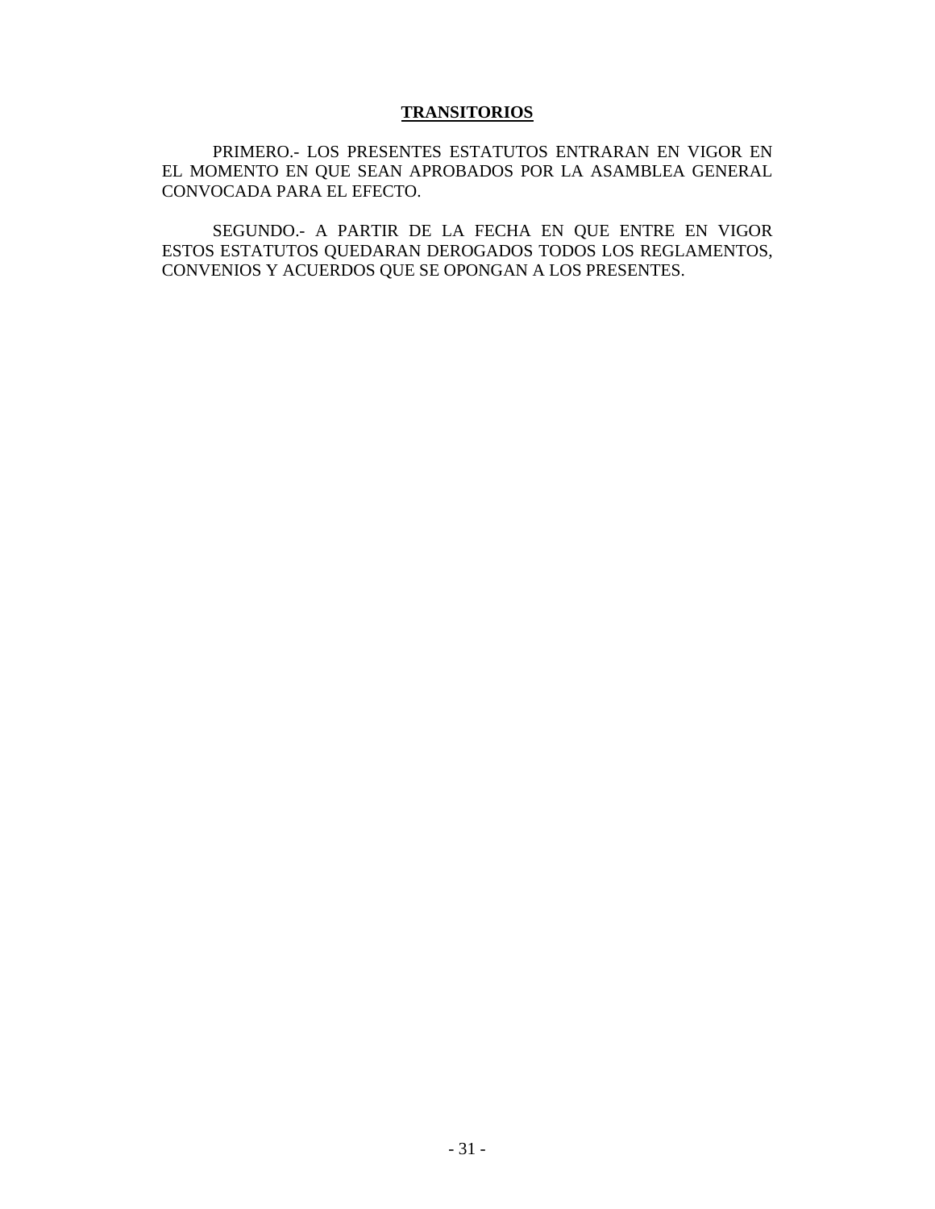## TRANSITORIOS

PRIMERO.- LOS PRESENTES ESTATUTOS ENTRARAN EN VIGOR EN EL MOMENTO EN QUE SEAN APROBADOS POR LA ASAMBLEA GENERAL CONVOCADA PARA EL EFECTO.

SEGUNDO.- A PARTIR DE LA FECHA EN QUE ENTRE EN VIGOR ESTOS ESTATUTOS QUEDARAN DEROGADOS TODOS LOS REGLAMENTOS, CONVENIOS Y ACUERDOS QUE SE OPONGAN A LOS PRESENTES.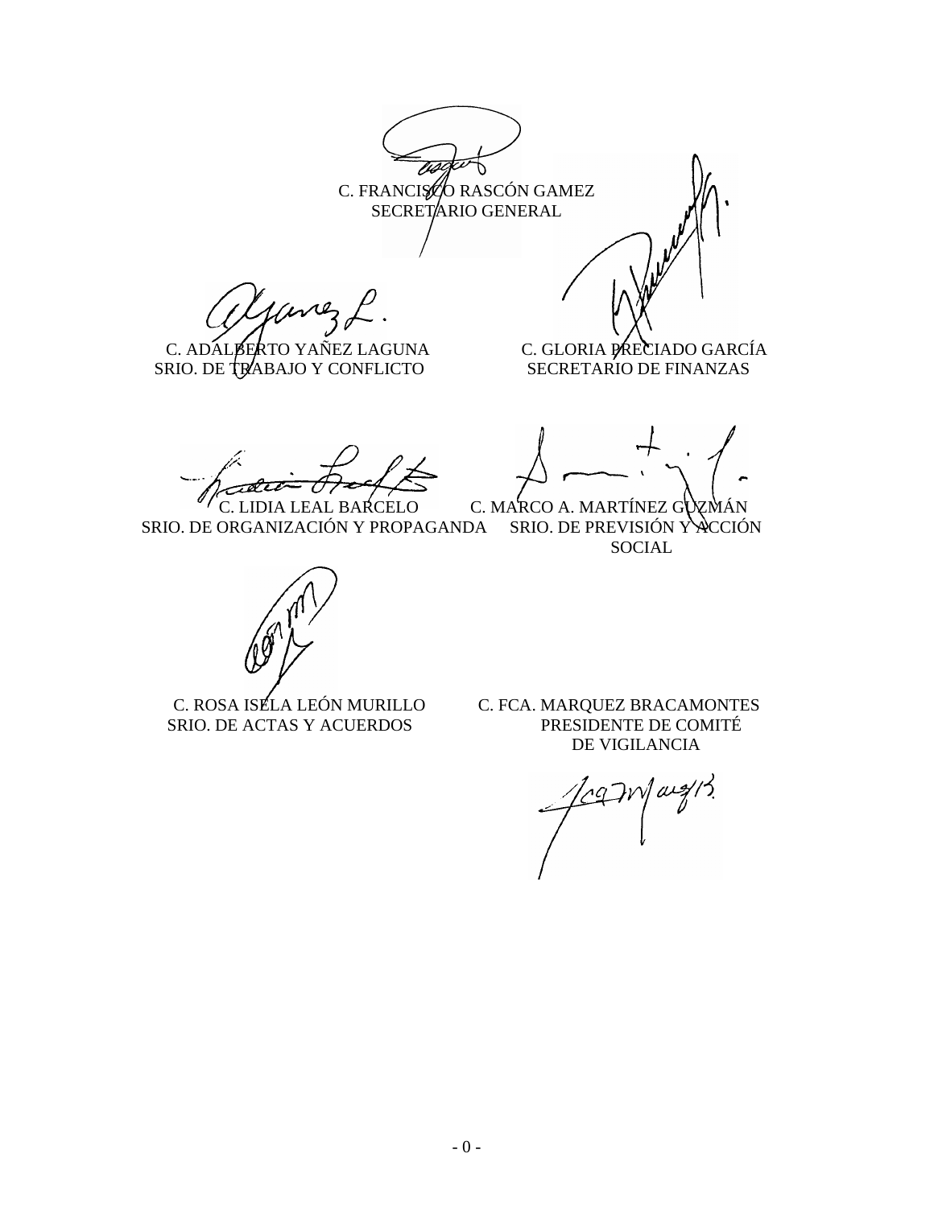C. FRANCISCO RASCÓN GAMEZ
SECRETARIO GENERAL

C. ADALBERTO YAÑEZ LAGUNA
SRIO. DE TRABAJO Y CONFLICTO

C. GLORIA PRECIADO GARCÍA
SECRETARIO DE FINANZAS

C. LIDIA LEAL BARCELO
SRIO. DE ORGANIZACIÓN Y PROPAGANDA

C. MARCO A. MARTÍNEZ GUZMÁN
SRIO. DE PREVISIÓN Y ACCIÓN SOCIAL

C. ROSA ISELA LEÓN MURILLO
SRIO. DE ACTAS Y ACUERDOS

C. FCA. MARQUEZ BRACAMONTES
PRESIDENTE DE COMITÉ DE VIGILANCIA